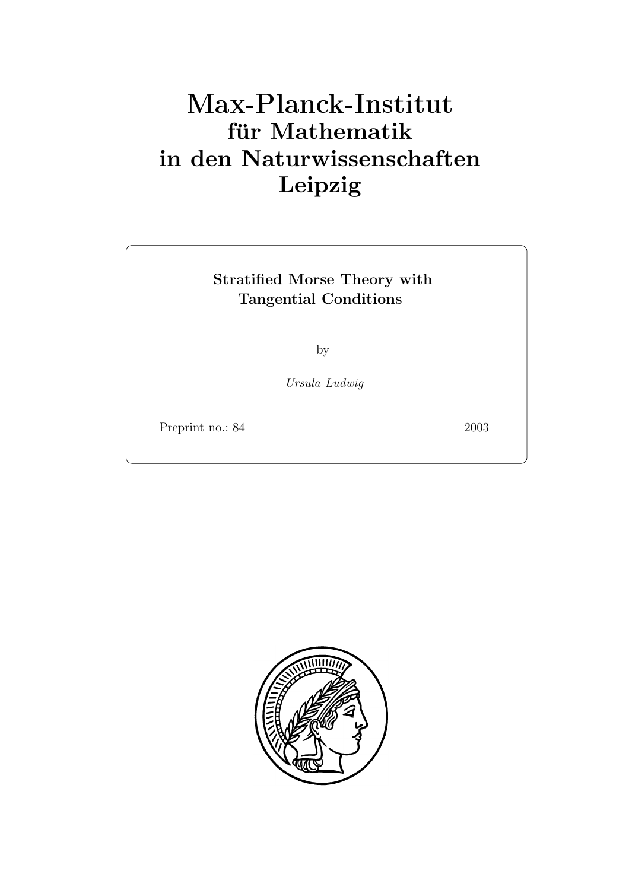# Max-Planck-Institut für Mathematik in den Naturwissenschaften Leipzig

**Stratified Morse Theory with Tangential Conditions**

by

*Ursula Ludwig*

Preprint no.: 84 2003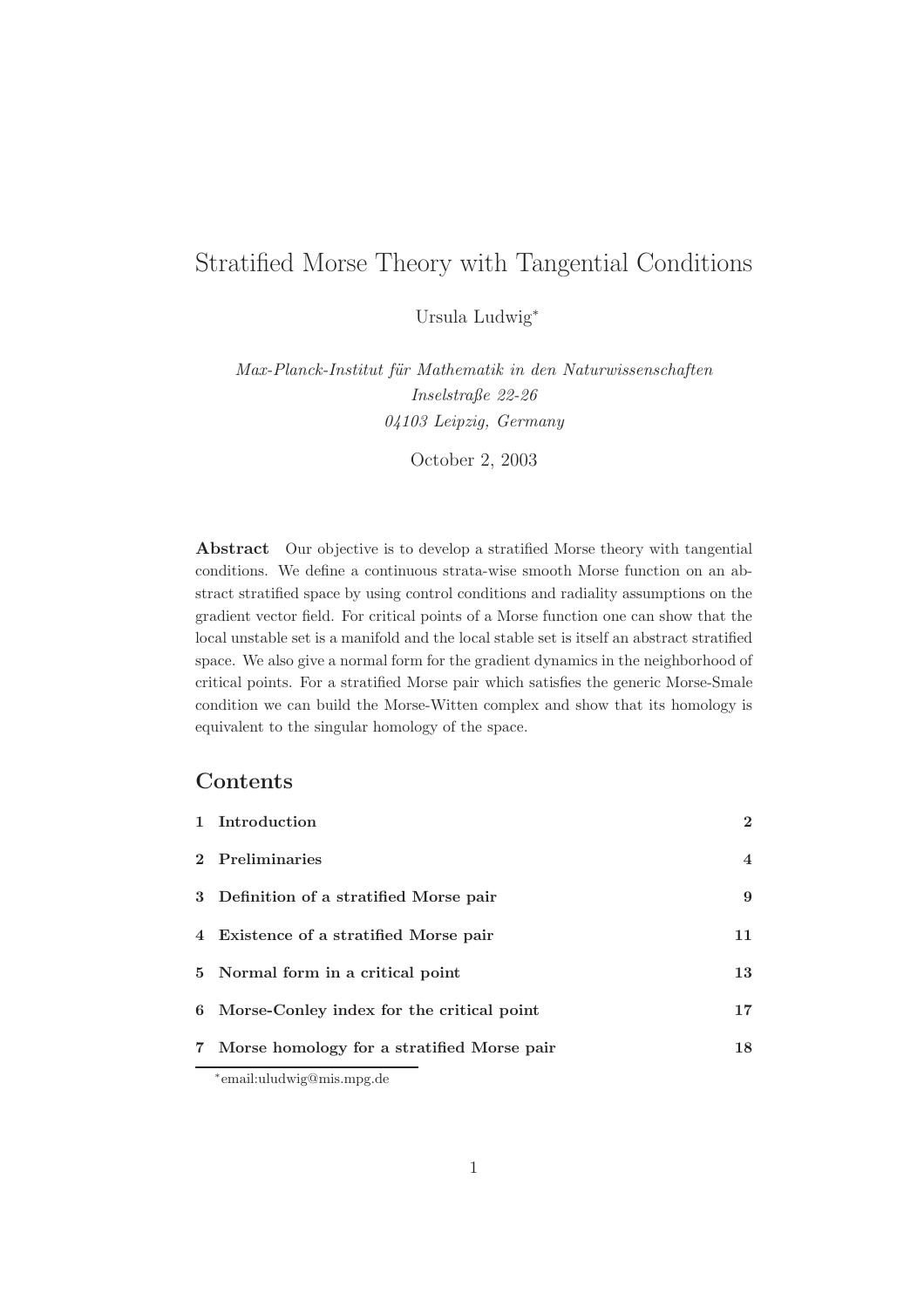# Stratified Morse Theory with Tangential Conditions

Ursula Ludwig*

*Max-Planck-Institut für Mathematik in den Naturwissenschaften*
*Inselstraße 22-26*
*04103 Leipzig, Germany*

October 2, 2003

**Abstract** Our objective is to develop a stratified Morse theory with tangential conditions. We define a continuous strata-wise smooth Morse function on an abstract stratified space by using control conditions and radiality assumptions on the gradient vector field. For critical points of a Morse function one can show that the local unstable set is a manifold and the local stable set is itself an abstract stratified space. We also give a normal form for the gradient dynamics in the neighborhood of critical points. For a stratified Morse pair which satisfies the generic Morse-Smale condition we can build the Morse-Witten complex and show that its homology is equivalent to the singular homology of the space.

## Contents

| | | |
|---|---|---|
| **1** | **Introduction** | **2** |
| **2** | **Preliminaries** | **4** |
| **3** | **Definition of a stratified Morse pair** | **9** |
| **4** | **Existence of a stratified Morse pair** | **11** |
| **5** | **Normal form in a critical point** | **13** |
| **6** | **Morse-Conley index for the critical point** | **17** |
| **7** | **Morse homology for a stratified Morse pair** | **18** |

*email:uludwig@mis.mpg.de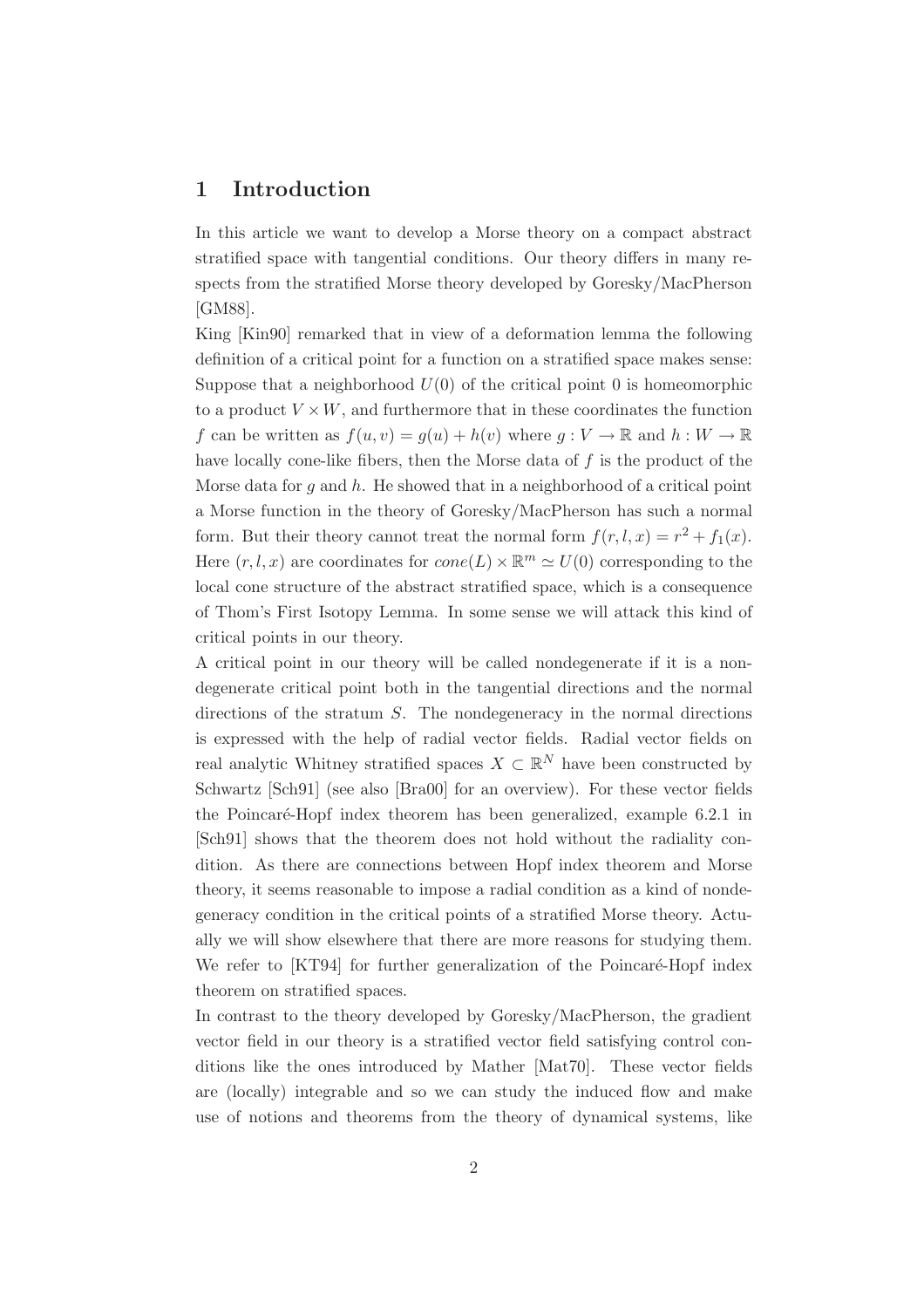# 1 Introduction

In this article we want to develop a Morse theory on a compact abstract stratified space with tangential conditions. Our theory differs in many respects from the stratified Morse theory developed by Goresky/MacPherson [GM88].

King [Kin90] remarked that in view of a deformation lemma the following definition of a critical point for a function on a stratified space makes sense: Suppose that a neighborhood $U(0)$ of the critical point 0 is homeomorphic to a product $V \times W$, and furthermore that in these coordinates the function $f$ can be written as $f(u, v) = g(u) + h(v)$ where $g : V \to \mathbb{R}$ and $h : W \to \mathbb{R}$ have locally cone-like fibers, then the Morse data of $f$ is the product of the Morse data for $g$ and $h$. He showed that in a neighborhood of a critical point a Morse function in the theory of Goresky/MacPherson has such a normal form. But their theory cannot treat the normal form $f(r, l, x) = r^2 + f_1(x)$. Here $(r, l, x)$ are coordinates for $cone(L) \times \mathbb{R}^m \simeq U(0)$ corresponding to the local cone structure of the abstract stratified space, which is a consequence of Thom's First Isotopy Lemma. In some sense we will attack this kind of critical points in our theory.

A critical point in our theory will be called nondegenerate if it is a nondegenerate critical point both in the tangential directions and the normal directions of the stratum $S$. The nondegeneracy in the normal directions is expressed with the help of radial vector fields. Radial vector fields on real analytic Whitney stratified spaces $X \subset \mathbb{R}^N$ have been constructed by Schwartz [Sch91] (see also [Bra00] for an overview). For these vector fields the Poincaré-Hopf index theorem has been generalized, example 6.2.1 in [Sch91] shows that the theorem does not hold without the radiality condition. As there are connections between Hopf index theorem and Morse theory, it seems reasonable to impose a radial condition as a kind of nondegeneracy condition in the critical points of a stratified Morse theory. Actually we will show elsewhere that there are more reasons for studying them. We refer to [KT94] for further generalization of the Poincaré-Hopf index theorem on stratified spaces.

In contrast to the theory developed by Goresky/MacPherson, the gradient vector field in our theory is a stratified vector field satisfying control conditions like the ones introduced by Mather [Mat70]. These vector fields are (locally) integrable and so we can study the induced flow and make use of notions and theorems from the theory of dynamical systems, like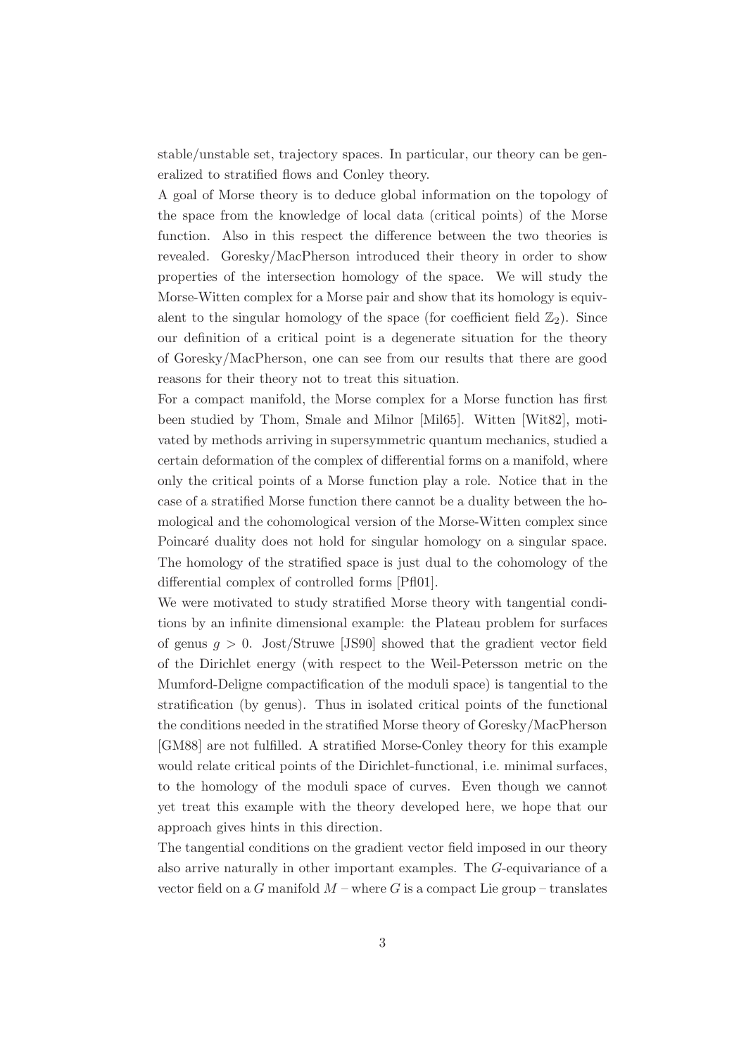stable/unstable set, trajectory spaces. In particular, our theory can be generalized to stratified flows and Conley theory.

A goal of Morse theory is to deduce global information on the topology of the space from the knowledge of local data (critical points) of the Morse function. Also in this respect the difference between the two theories is revealed. Goresky/MacPherson introduced their theory in order to show properties of the intersection homology of the space. We will study the Morse-Witten complex for a Morse pair and show that its homology is equivalent to the singular homology of the space (for coefficient field $\mathbb{Z}_2$). Since our definition of a critical point is a degenerate situation for the theory of Goresky/MacPherson, one can see from our results that there are good reasons for their theory not to treat this situation.

For a compact manifold, the Morse complex for a Morse function has first been studied by Thom, Smale and Milnor [Mil65]. Witten [Wit82], motivated by methods arriving in supersymmetric quantum mechanics, studied a certain deformation of the complex of differential forms on a manifold, where only the critical points of a Morse function play a role. Notice that in the case of a stratified Morse function there cannot be a duality between the homological and the cohomological version of the Morse-Witten complex since Poincaré duality does not hold for singular homology on a singular space. The homology of the stratified space is just dual to the cohomology of the differential complex of controlled forms [Pfl01].

We were motivated to study stratified Morse theory with tangential conditions by an infinite dimensional example: the Plateau problem for surfaces of genus $g > 0$. Jost/Struwe [JS90] showed that the gradient vector field of the Dirichlet energy (with respect to the Weil-Petersson metric on the Mumford-Deligne compactification of the moduli space) is tangential to the stratification (by genus). Thus in isolated critical points of the functional the conditions needed in the stratified Morse theory of Goresky/MacPherson [GM88] are not fulfilled. A stratified Morse-Conley theory for this example would relate critical points of the Dirichlet-functional, i.e. minimal surfaces, to the homology of the moduli space of curves. Even though we cannot yet treat this example with the theory developed here, we hope that our approach gives hints in this direction.

The tangential conditions on the gradient vector field imposed in our theory also arrive naturally in other important examples. The $G$-equivariance of a vector field on a $G$ manifold $M$ – where $G$ is a compact Lie group – translates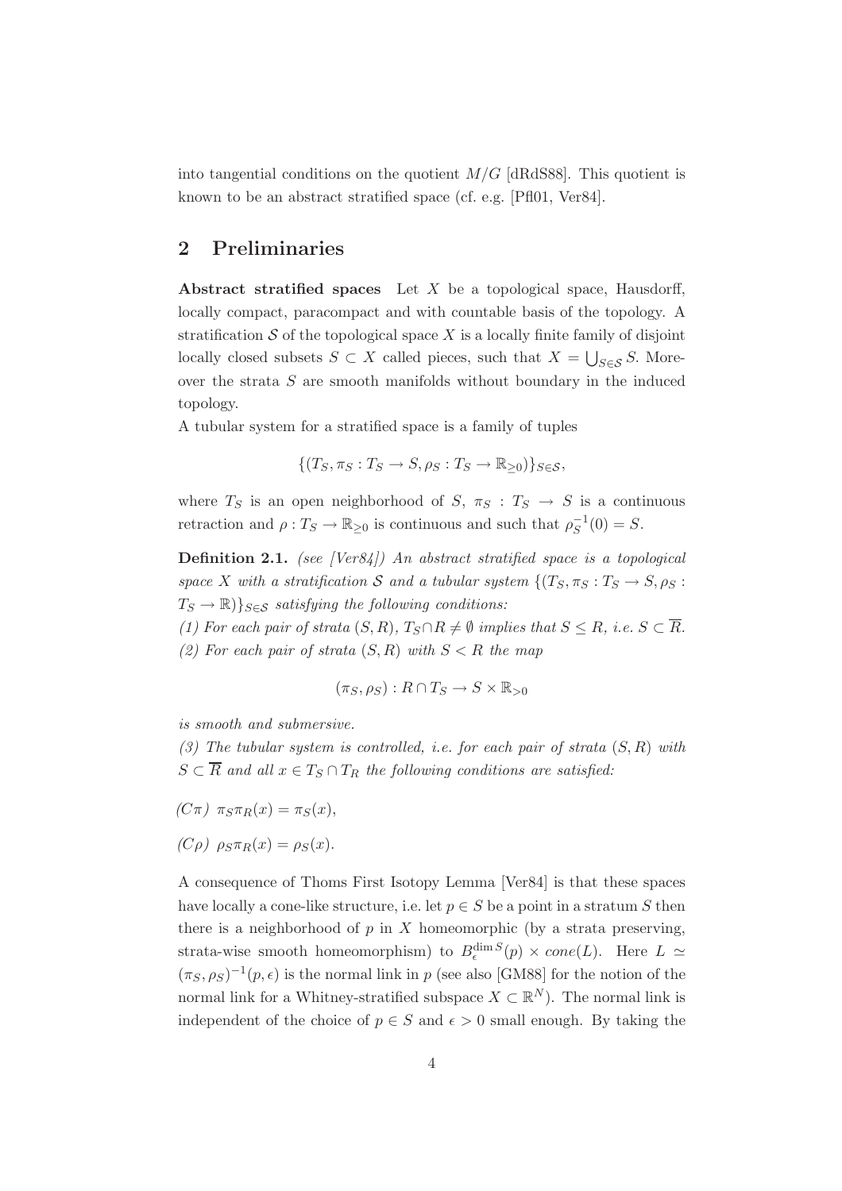into tangential conditions on the quotient $M/G$ [dRdS88]. This quotient is known to be an abstract stratified space (cf. e.g. [Pfl01, Ver84].

## 2 Preliminaries

**Abstract stratified spaces** Let $X$ be a topological space, Hausdorff, locally compact, paracompact and with countable basis of the topology. A stratification $\mathcal{S}$ of the topological space $X$ is a locally finite family of disjoint locally closed subsets $S \subset X$ called pieces, such that $X = \bigcup_{S \in \mathcal{S}} S$. Moreover the strata $S$ are smooth manifolds without boundary in the induced topology.

A tubular system for a stratified space is a family of tuples

$$\{(T_S, \pi_S : T_S \to S, \rho_S : T_S \to \mathbb{R}_{\geq 0})\}_{S \in \mathcal{S}},$$

where $T_S$ is an open neighborhood of $S$, $\pi_S : T_S \to S$ is a continuous retraction and $\rho : T_S \to \mathbb{R}_{\geq 0}$ is continuous and such that $\rho_S^{-1}(0) = S$.

**Definition 2.1.** *(see [Ver84]) An abstract stratified space is a topological space $X$ with a stratification $\mathcal{S}$ and a tubular system $\{(T_S, \pi_S : T_S \to S, \rho_S : T_S \to \mathbb{R})\}_{S \in \mathcal{S}}$ satisfying the following conditions:*

*(1) For each pair of strata $(S, R)$, $T_S \cap R \neq \emptyset$ implies that $S \leq R$, i.e. $S \subset \overline{R}$.*

*(2) For each pair of strata $(S, R)$ with $S < R$ the map*

$$(\pi_S, \rho_S) : R \cap T_S \to S \times \mathbb{R}_{>0}$$

*is smooth and submersive.*

*(3) The tubular system is controlled, i.e. for each pair of strata $(S, R)$ with $S \subset \overline{R}$ and all $x \in T_S \cap T_R$ the following conditions are satisfied:*

*($C\pi$) $\pi_S \pi_R(x) = \pi_S(x)$,*

*($C\rho$) $\rho_S \pi_R(x) = \rho_S(x)$.*

A consequence of Thoms First Isotopy Lemma [Ver84] is that these spaces have locally a cone-like structure, i.e. let $p \in S$ be a point in a stratum $S$ then there is a neighborhood of $p$ in $X$ homeomorphic (by a strata preserving, strata-wise smooth homeomorphism) to $B_\epsilon^{\dim S}(p) \times cone(L)$. Here $L \simeq (\pi_S, \rho_S)^{-1}(p, \epsilon)$ is the normal link in $p$ (see also [GM88] for the notion of the normal link for a Whitney-stratified subspace $X \subset \mathbb{R}^N$). The normal link is independent of the choice of $p \in S$ and $\epsilon > 0$ small enough. By taking the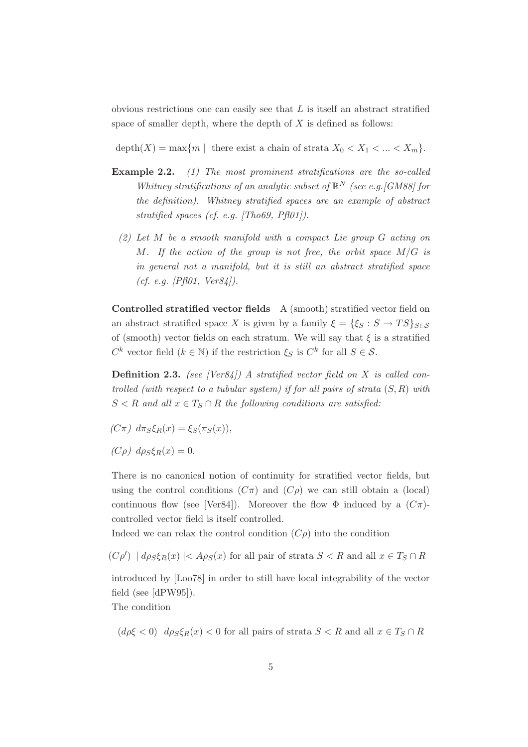obvious restrictions one can easily see that $L$ is itself an abstract stratified space of smaller depth, where the depth of $X$ is defined as follows:

$$\text{depth}(X) = \max\{m \mid \text{ there exist a chain of strata } X_0 < X_1 < ... < X_m\}.$$

**Example 2.2.** *(1) The most prominent stratifications are the so-called Whitney stratifications of an analytic subset of $\mathbb{R}^N$ (see e.g.[GM88] for the definition). Whitney stratified spaces are an example of abstract stratified spaces (cf. e.g. [Tho69, Pfl01]).*

*(2) Let $M$ be a smooth manifold with a compact Lie group $G$ acting on $M$. If the action of the group is not free, the orbit space $M/G$ is in general not a manifold, but it is still an abstract stratified space (cf. e.g. [Pfl01, Ver84]).*

**Controlled stratified vector fields** A (smooth) stratified vector field on an abstract stratified space $X$ is given by a family $\xi = \{\xi_S : S \to TS\}_{S \in \mathcal{S}}$ of (smooth) vector fields on each stratum. We will say that $\xi$ is a stratified $C^k$ vector field ($k \in \mathbb{N}$) if the restriction $\xi_S$ is $C^k$ for all $S \in \mathcal{S}$.

**Definition 2.3.** *(see [Ver84]) A stratified vector field on $X$ is called controlled (with respect to a tubular system) if for all pairs of strata $(S, R)$ with $S < R$ and all $x \in T_S \cap R$ the following conditions are satisfied:*

*$(C\pi)$ $d\pi_S \xi_R(x) = \xi_S(\pi_S(x))$,*

*$(C\rho)$ $d\rho_S \xi_R(x) = 0$.*

There is no canonical notion of continuity for stratified vector fields, but using the control conditions $(C\pi)$ and $(C\rho)$ we can still obtain a (local) continuous flow (see [Ver84]). Moreover the flow $\Phi$ induced by a $(C\pi)$-controlled vector field is itself controlled.

Indeed we can relax the control condition $(C\rho)$ into the condition

$(C\rho')$ $| d\rho_S \xi_R(x) | < A\rho_S(x)$ for all pair of strata $S < R$ and all $x \in T_S \cap R$

introduced by [Loo78] in order to still have local integrability of the vector field (see [dPW95]).

The condition

$(d\rho\xi < 0)$ $d\rho_S \xi_R(x) < 0$ for all pairs of strata $S < R$ and all $x \in T_S \cap R$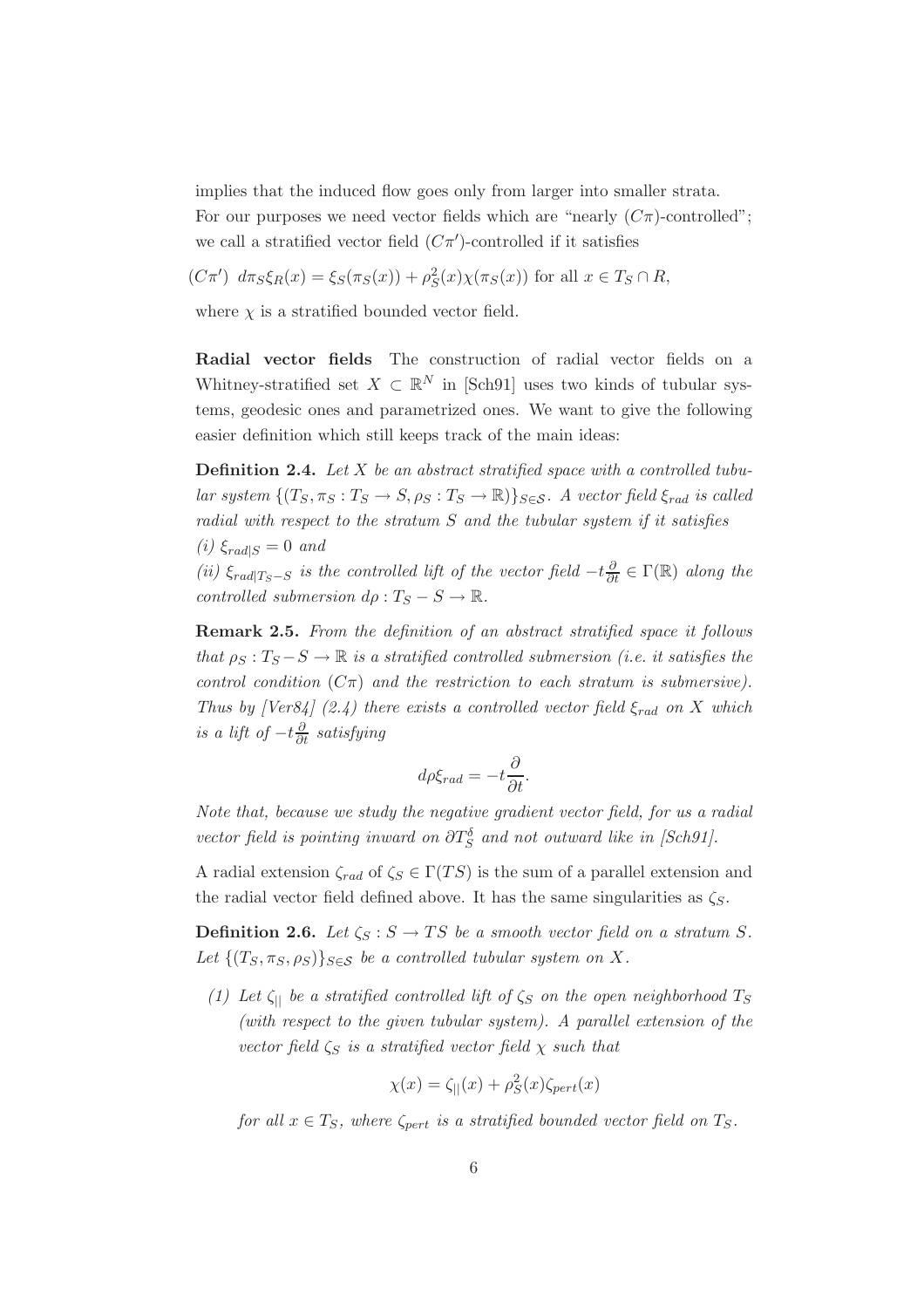implies that the induced flow goes only from larger into smaller strata.

For our purposes we need vector fields which are "nearly $(C\pi)$-controlled"; we call a stratified vector field $(C\pi')$-controlled if it satisfies

$(C\pi')$ $d\pi_S \xi_R(x) = \xi_S(\pi_S(x)) + \rho_S^2(x)\chi(\pi_S(x))$ for all $x \in T_S \cap R$,

where $\chi$ is a stratified bounded vector field.

**Radial vector fields** The construction of radial vector fields on a Whitney-stratified set $X \subset \mathbb{R}^N$ in [Sch91] uses two kinds of tubular systems, geodesic ones and parametrized ones. We want to give the following easier definition which still keeps track of the main ideas:

**Definition 2.4.** *Let $X$ be an abstract stratified space with a controlled tubular system $\{(T_S, \pi_S : T_S \to S, \rho_S : T_S \to \mathbb{R})\}_{S \in \mathcal{S}}$. A vector field $\xi_{rad}$ is called radial with respect to the stratum $S$ and the tubular system if it satisfies*
*(i) $\xi_{rad|S} = 0$ and*
*(ii) $\xi_{rad|T_S - S}$ is the controlled lift of the vector field $-t\frac{\partial}{\partial t} \in \Gamma(\mathbb{R})$ along the controlled submersion $d\rho : T_S - S \to \mathbb{R}$.*

**Remark 2.5.** *From the definition of an abstract stratified space it follows that $\rho_S : T_S - S \to \mathbb{R}$ is a stratified controlled submersion (i.e. it satisfies the control condition $(C\pi)$ and the restriction to each stratum is submersive). Thus by [Ver84] (2.4) there exists a controlled vector field $\xi_{rad}$ on $X$ which is a lift of $-t\frac{\partial}{\partial t}$ satisfying*

$$d\rho\xi_{rad} = -t\frac{\partial}{\partial t}.$$

*Note that, because we study the negative gradient vector field, for us a radial vector field is pointing inward on $\partial T_S^\delta$ and not outward like in [Sch91].*

A radial extension $\zeta_{rad}$ of $\zeta_S \in \Gamma(TS)$ is the sum of a parallel extension and the radial vector field defined above. It has the same singularities as $\zeta_S$.

**Definition 2.6.** *Let $\zeta_S : S \to TS$ be a smooth vector field on a stratum $S$. Let $\{(T_S, \pi_S, \rho_S)\}_{S \in \mathcal{S}}$ be a controlled tubular system on $X$.*

*(1) Let $\zeta_{||}$ be a stratified controlled lift of $\zeta_S$ on the open neighborhood $T_S$ (with respect to the given tubular system). A parallel extension of the vector field $\zeta_S$ is a stratified vector field $\chi$ such that*

$$\chi(x) = \zeta_{||}(x) + \rho_S^2(x)\zeta_{pert}(x)$$

*for all $x \in T_S$, where $\zeta_{pert}$ is a stratified bounded vector field on $T_S$.*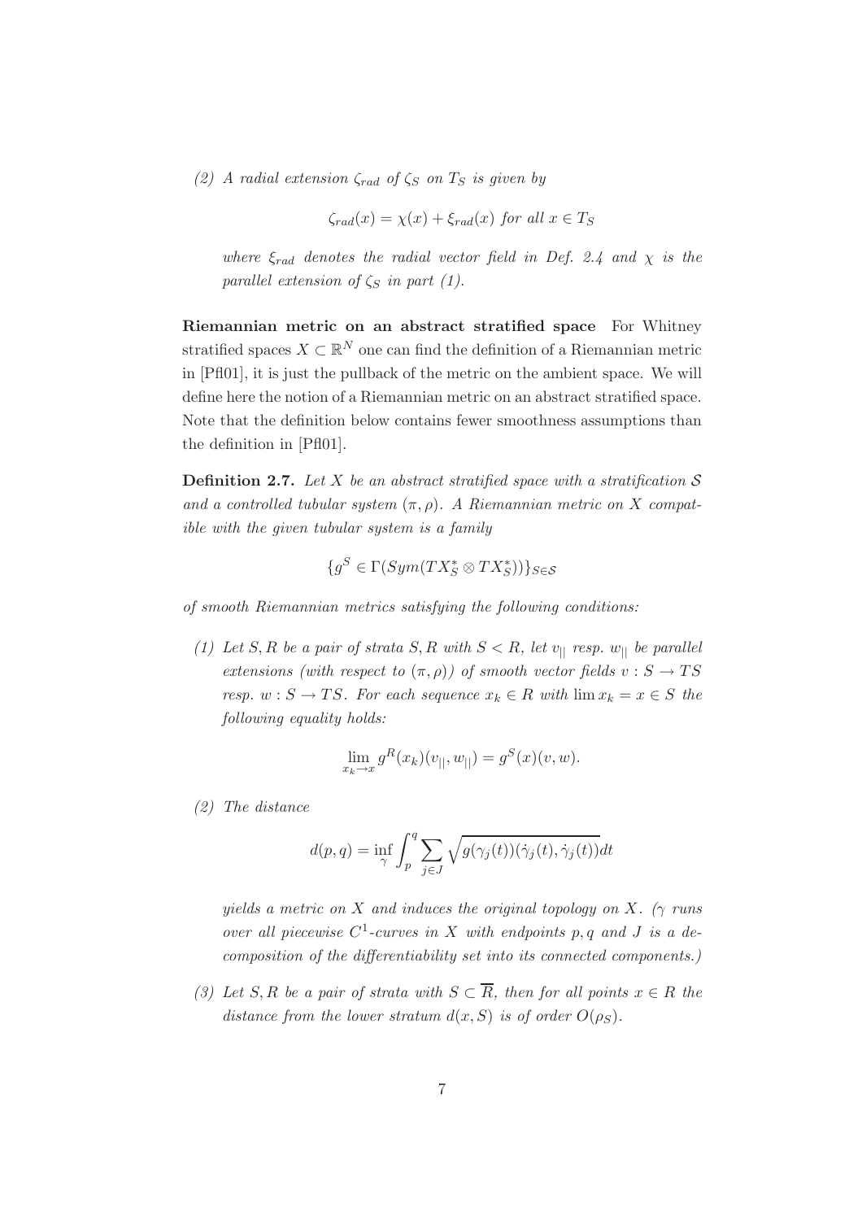*(2) A radial extension $\zeta_{rad}$ of $\zeta_S$ on $T_S$ is given by*

$$\zeta_{rad}(x) = \chi(x) + \xi_{rad}(x) \text{ for all } x \in T_S$$

*where $\xi_{rad}$ denotes the radial vector field in Def. 2.4 and $\chi$ is the parallel extension of $\zeta_S$ in part (1).*

**Riemannian metric on an abstract stratified space** For Whitney stratified spaces $X \subset \mathbb{R}^N$ one can find the definition of a Riemannian metric in [Pfl01], it is just the pullback of the metric on the ambient space. We will define here the notion of a Riemannian metric on an abstract stratified space. Note that the definition below contains fewer smoothness assumptions than the definition in [Pfl01].

**Definition 2.7.** *Let $X$ be an abstract stratified space with a stratification $\mathcal{S}$ and a controlled tubular system $(\pi, \rho)$. A Riemannian metric on $X$ compatible with the given tubular system is a family*

$$\{g^S \in \Gamma(Sym(TX_S^* \otimes TX_S^*))\}_{S \in \mathcal{S}}$$

*of smooth Riemannian metrics satisfying the following conditions:*

*(1) Let $S, R$ be a pair of strata $S, R$ with $S < R$, let $v_{||}$ resp. $w_{||}$ be parallel extensions (with respect to $(\pi, \rho)$) of smooth vector fields $v : S \to TS$ resp. $w : S \to TS$. For each sequence $x_k \in R$ with $\lim x_k = x \in S$ the following equality holds:*

$$\lim_{x_k \to x} g^R(x_k)(v_{||}, w_{||}) = g^S(x)(v, w).$$

*(2) The distance*

$$d(p, q) = \inf_{\gamma} \int_p^q \sum_{j \in J} \sqrt{g(\gamma_j(t))(\dot{\gamma}_j(t), \dot{\gamma}_j(t))} dt$$

*yields a metric on $X$ and induces the original topology on $X$. ($\gamma$ runs over all piecewise $C^1$-curves in $X$ with endpoints $p, q$ and $J$ is a decomposition of the differentiability set into its connected components.)*

*(3) Let $S, R$ be a pair of strata with $S \subset \overline{R}$, then for all points $x \in R$ the distance from the lower stratum $d(x, S)$ is of order $O(\rho_S)$.*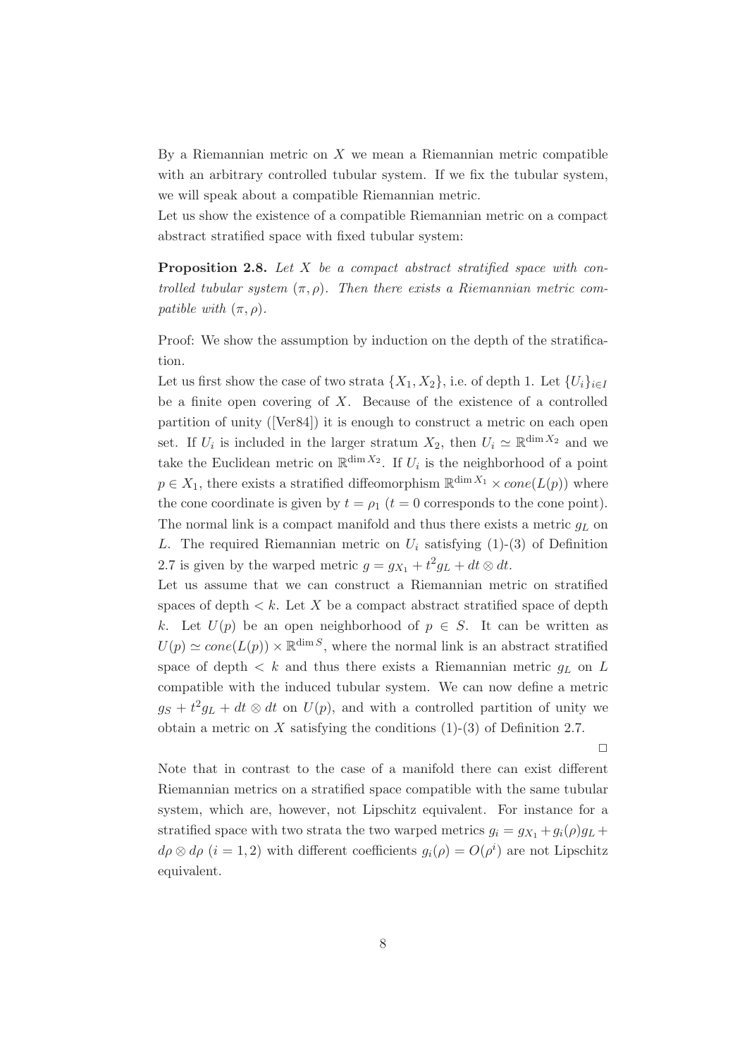By a Riemannian metric on $X$ we mean a Riemannian metric compatible with an arbitrary controlled tubular system. If we fix the tubular system, we will speak about a compatible Riemannian metric.

Let us show the existence of a compatible Riemannian metric on a compact abstract stratified space with fixed tubular system:

**Proposition 2.8.** *Let $X$ be a compact abstract stratified space with controlled tubular system $(\pi, \rho)$. Then there exists a Riemannian metric compatible with $(\pi, \rho)$.*

Proof: We show the assumption by induction on the depth of the stratification.

Let us first show the case of two strata $\{X_1, X_2\}$, i.e. of depth 1. Let $\{U_i\}_{i \in I}$ be a finite open covering of $X$. Because of the existence of a controlled partition of unity ([Ver84]) it is enough to construct a metric on each open set. If $U_i$ is included in the larger stratum $X_2$, then $U_i \simeq \mathbb{R}^{\dim X_2}$ and we take the Euclidean metric on $\mathbb{R}^{\dim X_2}$. If $U_i$ is the neighborhood of a point $p \in X_1$, there exists a stratified diffeomorphism $\mathbb{R}^{\dim X_1} \times cone(L(p))$ where the cone coordinate is given by $t = \rho_1$ ($t = 0$ corresponds to the cone point). The normal link is a compact manifold and thus there exists a metric $g_L$ on $L$. The required Riemannian metric on $U_i$ satisfying (1)-(3) of Definition 2.7 is given by the warped metric $g = g_{X_1} + t^2 g_L + dt \otimes dt$.

Let us assume that we can construct a Riemannian metric on stratified spaces of depth $< k$. Let $X$ be a compact abstract stratified space of depth $k$. Let $U(p)$ be an open neighborhood of $p \in S$. It can be written as $U(p) \simeq cone(L(p)) \times \mathbb{R}^{\dim S}$, where the normal link is an abstract stratified space of depth $< k$ and thus there exists a Riemannian metric $g_L$ on $L$ compatible with the induced tubular system. We can now define a metric $g_S + t^2 g_L + dt \otimes dt$ on $U(p)$, and with a controlled partition of unity we obtain a metric on $X$ satisfying the conditions (1)-(3) of Definition 2.7.

□

Note that in contrast to the case of a manifold there can exist different Riemannian metrics on a stratified space compatible with the same tubular system, which are, however, not Lipschitz equivalent. For instance for a stratified space with two strata the two warped metrics $g_i = g_{X_1} + g_i(\rho) g_L + d\rho \otimes d\rho$ ($i = 1, 2$) with different coefficients $g_i(\rho) = O(\rho^i)$ are not Lipschitz equivalent.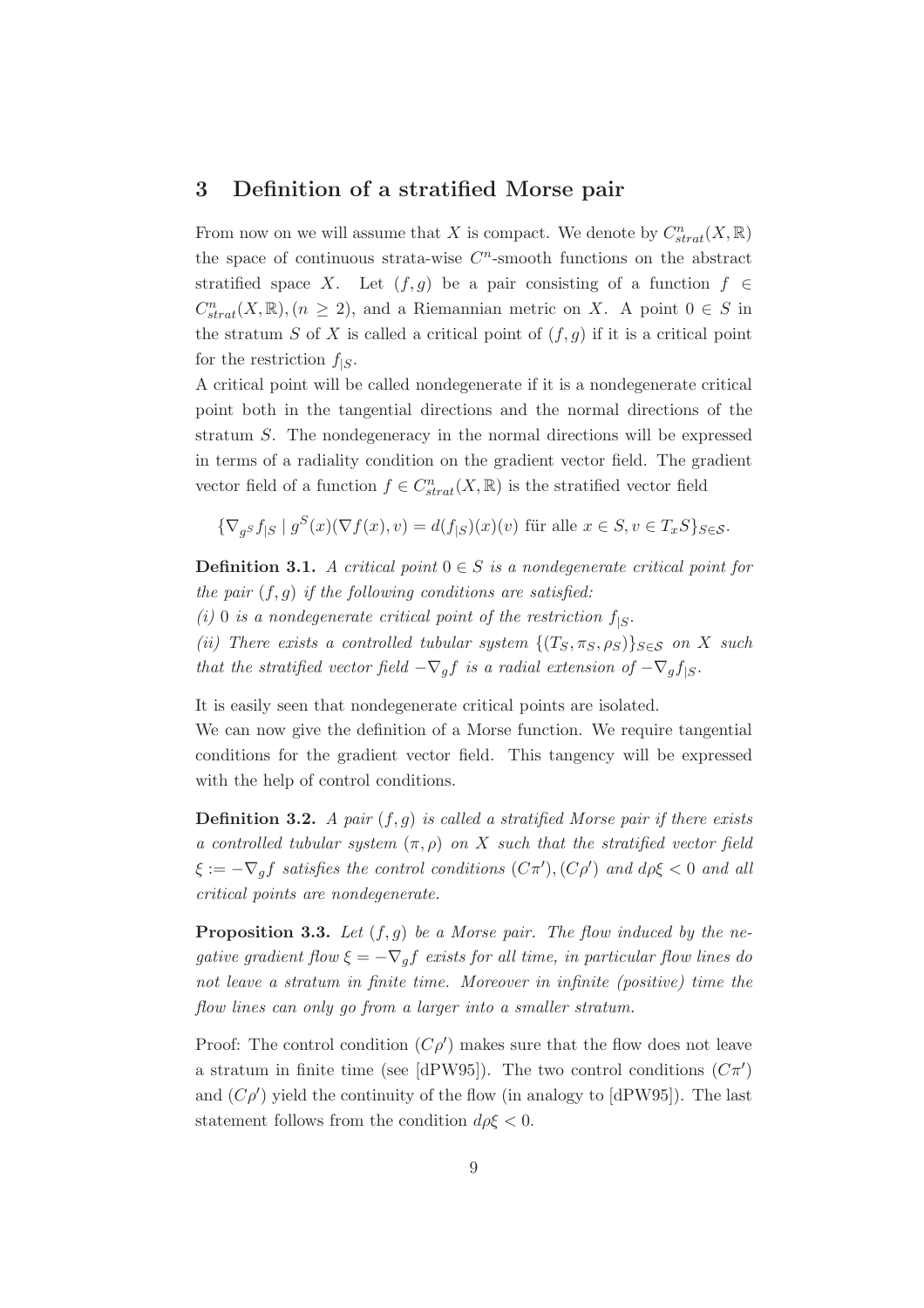## 3 Definition of a stratified Morse pair

From now on we will assume that $X$ is compact. We denote by $C^n_{strat}(X, \mathbb{R})$ the space of continuous strata-wise $C^n$-smooth functions on the abstract stratified space $X$. Let $(f, g)$ be a pair consisting of a function $f \in C^n_{strat}(X, \mathbb{R}), (n \geq 2)$, and a Riemannian metric on $X$. A point $0 \in S$ in the stratum $S$ of $X$ is called a critical point of $(f, g)$ if it is a critical point for the restriction $f_{|S}$.

A critical point will be called nondegenerate if it is a nondegenerate critical point both in the tangential directions and the normal directions of the stratum $S$. The nondegeneracy in the normal directions will be expressed in terms of a radiality condition on the gradient vector field. The gradient vector field of a function $f \in C^n_{strat}(X, \mathbb{R})$ is the stratified vector field

$$\{\nabla_{g^S} f_{|S} \mid g^S(x)(\nabla f(x), v) = d(f_{|S})(x)(v) \text{ für alle } x \in S, v \in T_x S\}_{S \in \mathcal{S}}.$$

**Definition 3.1.** *A critical point $0 \in S$ is a nondegenerate critical point for the pair $(f, g)$ if the following conditions are satisfied:*
*(i) 0 is a nondegenerate critical point of the restriction $f_{|S}$.*
*(ii) There exists a controlled tubular system $\{(T_S, \pi_S, \rho_S)\}_{S \in \mathcal{S}}$ on $X$ such that the stratified vector field $-\nabla_g f$ is a radial extension of $-\nabla_g f_{|S}$.*

It is easily seen that nondegenerate critical points are isolated.
We can now give the definition of a Morse function. We require tangential conditions for the gradient vector field. This tangency will be expressed with the help of control conditions.

**Definition 3.2.** *A pair $(f, g)$ is called a stratified Morse pair if there exists a controlled tubular system $(\pi, \rho)$ on $X$ such that the stratified vector field $\xi := -\nabla_g f$ satisfies the control conditions $(C\pi'), (C\rho')$ and $d\rho\xi < 0$ and all critical points are nondegenerate.*

**Proposition 3.3.** *Let $(f, g)$ be a Morse pair. The flow induced by the negative gradient flow $\xi = -\nabla_g f$ exists for all time, in particular flow lines do not leave a stratum in finite time. Moreover in infinite (positive) time the flow lines can only go from a larger into a smaller stratum.*

Proof: The control condition $(C\rho')$ makes sure that the flow does not leave a stratum in finite time (see [dPW95]). The two control conditions $(C\pi')$ and $(C\rho')$ yield the continuity of the flow (in analogy to [dPW95]). The last statement follows from the condition $d\rho\xi < 0$.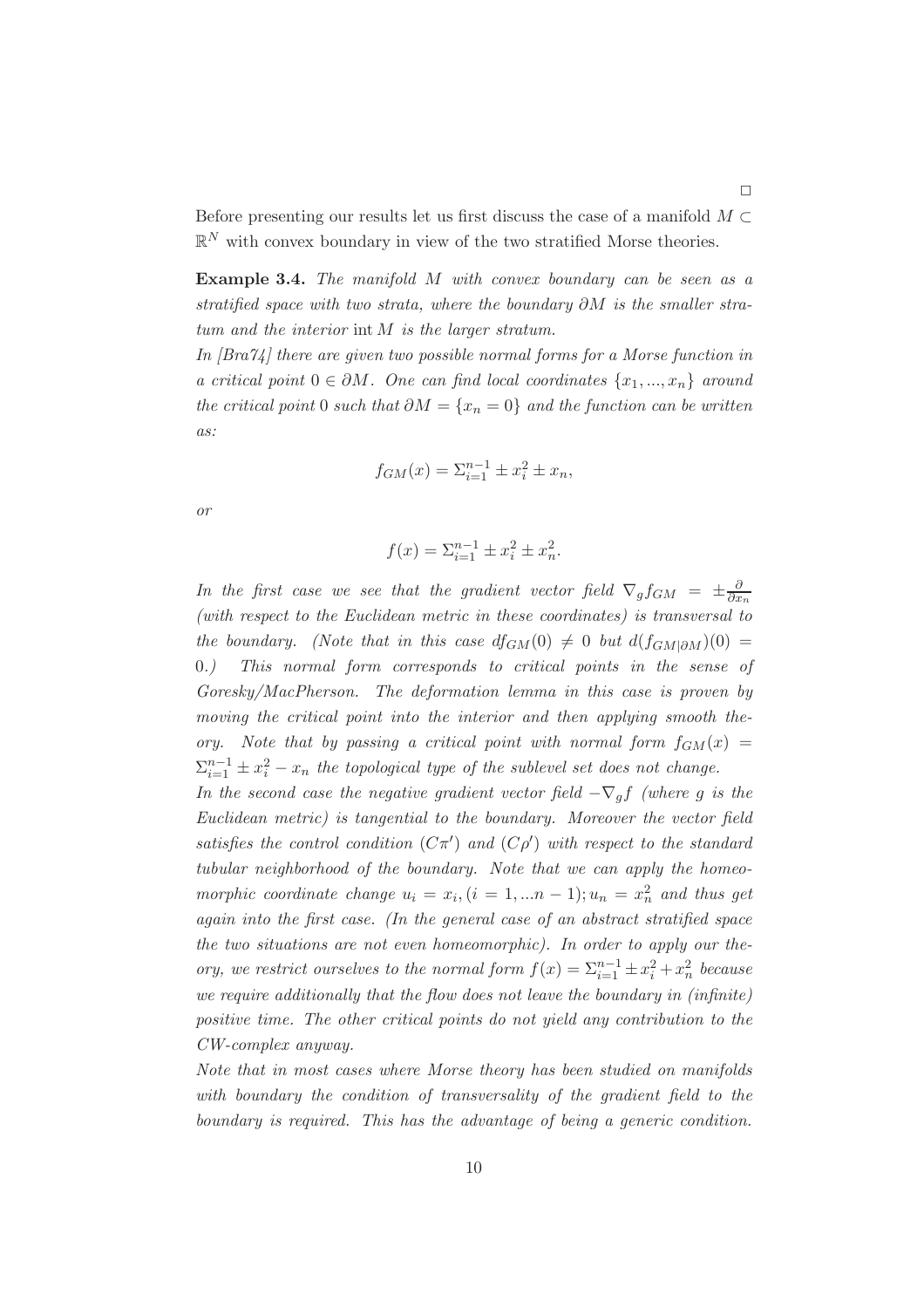□

Before presenting our results let us first discuss the case of a manifold $M \subset \mathbb{R}^N$ with convex boundary in view of the two stratified Morse theories.

**Example 3.4.** *The manifold $M$ with convex boundary can be seen as a stratified space with two strata, where the boundary $\partial M$ is the smaller stratum and the interior $\operatorname{int} M$ is the larger stratum.*

*In [Bra74] there are given two possible normal forms for a Morse function in a critical point $0 \in \partial M$. One can find local coordinates $\{x_1, ..., x_n\}$ around the critical point $0$ such that $\partial M = \{x_n = 0\}$ and the function can be written as:*

$$f_{GM}(x) = \Sigma_{i=1}^{n-1} \pm x_i^2 \pm x_n,$$

*or*

$$f(x) = \Sigma_{i=1}^{n-1} \pm x_i^2 \pm x_n^2.$$

*In the first case we see that the gradient vector field $\nabla_g f_{GM} = \pm \frac{\partial}{\partial x_n}$ (with respect to the Euclidean metric in these coordinates) is transversal to the boundary. (Note that in this case $df_{GM}(0) \neq 0$ but $d(f_{GM|\partial M})(0) = 0$.) This normal form corresponds to critical points in the sense of Goresky/MacPherson. The deformation lemma in this case is proven by moving the critical point into the interior and then applying smooth theory. Note that by passing a critical point with normal form $f_{GM}(x) = \Sigma_{i=1}^{n-1} \pm x_i^2 - x_n$ the topological type of the sublevel set does not change.*

*In the second case the negative gradient vector field $-\nabla_g f$ (where $g$ is the Euclidean metric) is tangential to the boundary. Moreover the vector field satisfies the control condition $(C\pi')$ and $(C\rho')$ with respect to the standard tubular neighborhood of the boundary. Note that we can apply the homeomorphic coordinate change $u_i = x_i, (i = 1, ...n-1); u_n = x_n^2$ and thus get again into the first case. (In the general case of an abstract stratified space the two situations are not even homeomorphic). In order to apply our theory, we restrict ourselves to the normal form $f(x) = \Sigma_{i=1}^{n-1} \pm x_i^2 + x_n^2$ because we require additionally that the flow does not leave the boundary in (infinite) positive time. The other critical points do not yield any contribution to the CW-complex anyway.*

*Note that in most cases where Morse theory has been studied on manifolds with boundary the condition of transversality of the gradient field to the boundary is required. This has the advantage of being a generic condition.*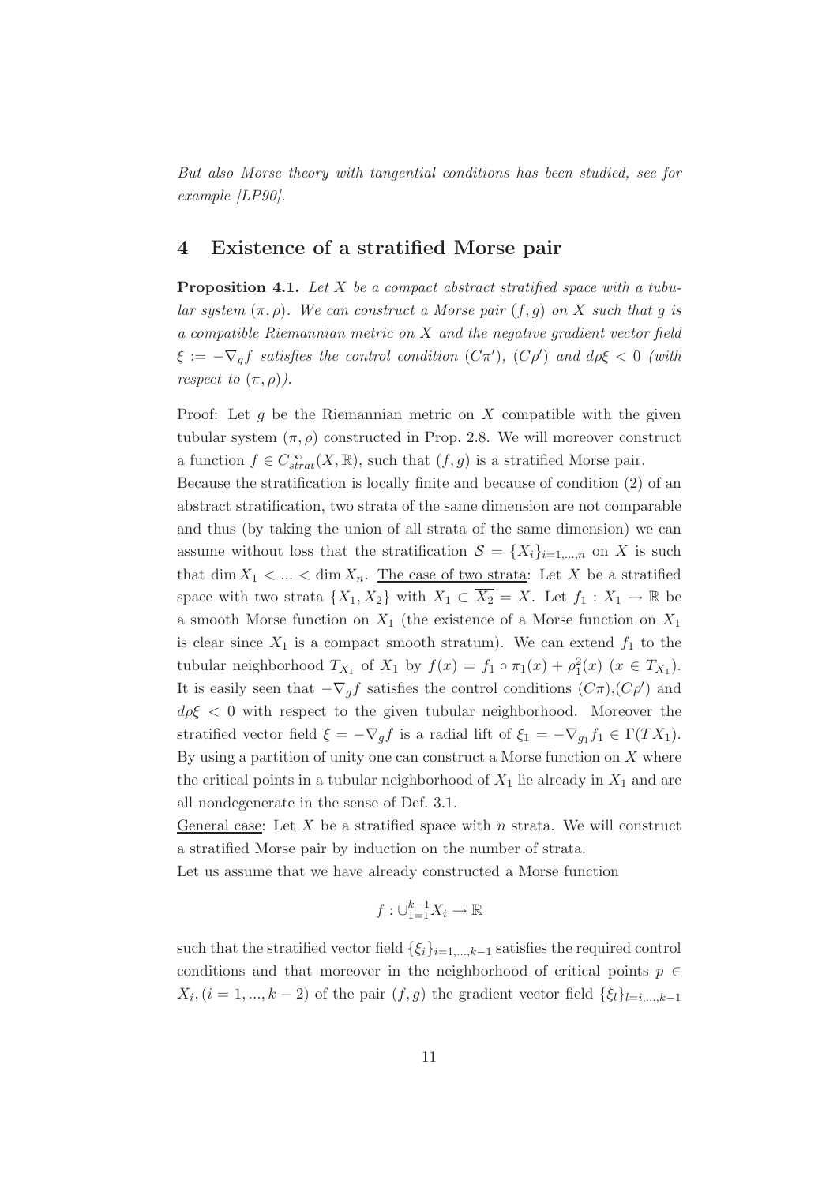*But also Morse theory with tangential conditions has been studied, see for example [LP90].*

## 4 Existence of a stratified Morse pair

**Proposition 4.1.** *Let $X$ be a compact abstract stratified space with a tubular system $(\pi, \rho)$. We can construct a Morse pair $(f, g)$ on $X$ such that $g$ is a compatible Riemannian metric on $X$ and the negative gradient vector field $\xi := -\nabla_g f$ satisfies the control condition $(C\pi')$, $(C\rho')$ and $d\rho\xi < 0$ (with respect to $(\pi, \rho)$).*

Proof: Let $g$ be the Riemannian metric on $X$ compatible with the given tubular system $(\pi, \rho)$ constructed in Prop. 2.8. We will moreover construct a function $f \in C^\infty_{strat}(X, \mathbb{R})$, such that $(f, g)$ is a stratified Morse pair.
Because the stratification is locally finite and because of condition (2) of an abstract stratification, two strata of the same dimension are not comparable and thus (by taking the union of all strata of the same dimension) we can assume without loss that the stratification $\mathcal{S} = \{X_i\}_{i=1,...,n}$ on $X$ is such that $\dim X_1 < ... < \dim X_n$. <u>The case of two strata</u>: Let $X$ be a stratified space with two strata $\{X_1, X_2\}$ with $X_1 \subset \overline{X_2} = X$. Let $f_1 : X_1 \to \mathbb{R}$ be a smooth Morse function on $X_1$ (the existence of a Morse function on $X_1$ is clear since $X_1$ is a compact smooth stratum). We can extend $f_1$ to the tubular neighborhood $T_{X_1}$ of $X_1$ by $f(x) = f_1 \circ \pi_1(x) + \rho_1^2(x)$ $(x \in T_{X_1})$. It is easily seen that $-\nabla_g f$ satisfies the control conditions $(C\pi)$,$(C\rho')$ and $d\rho\xi < 0$ with respect to the given tubular neighborhood. Moreover the stratified vector field $\xi = -\nabla_g f$ is a radial lift of $\xi_1 = -\nabla_{g_1} f_1 \in \Gamma(TX_1)$. By using a partition of unity one can construct a Morse function on $X$ where the critical points in a tubular neighborhood of $X_1$ lie already in $X_1$ and are all nondegenerate in the sense of Def. 3.1.
<u>General case</u>: Let $X$ be a stratified space with $n$ strata. We will construct a stratified Morse pair by induction on the number of strata.
Let us assume that we have already constructed a Morse function

$$f : \cup_{1=1}^{k-1} X_i \to \mathbb{R}$$

such that the stratified vector field $\{\xi_i\}_{i=1,...,k-1}$ satisfies the required control conditions and that moreover in the neighborhood of critical points $p \in X_i, (i = 1, ..., k-2)$ of the pair $(f, g)$ the gradient vector field $\{\xi_l\}_{l=i,...,k-1}$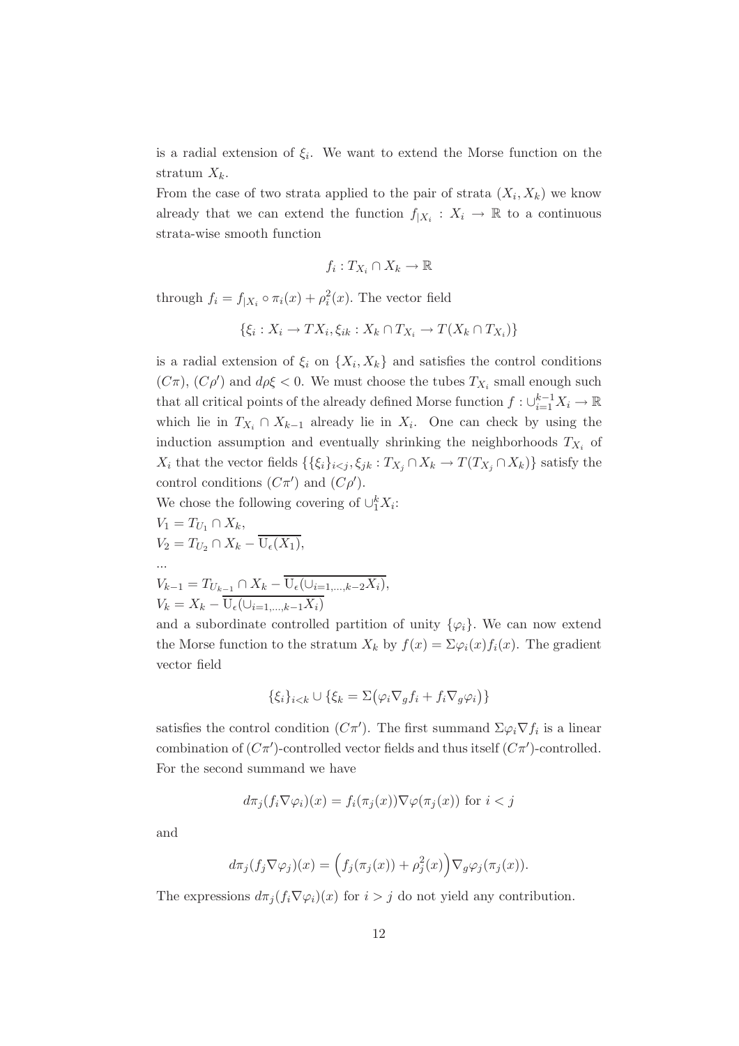is a radial extension of $\xi_i$. We want to extend the Morse function on the stratum $X_k$.

From the case of two strata applied to the pair of strata $(X_i, X_k)$ we know already that we can extend the function $f_{|X_i} : X_i \to \mathbb{R}$ to a continuous strata-wise smooth function

$$f_i : T_{X_i} \cap X_k \to \mathbb{R}$$

through $f_i = f_{|X_i} \circ \pi_i(x) + \rho_i^2(x)$. The vector field

$$\{\xi_i : X_i \to TX_i, \xi_{ik} : X_k \cap T_{X_i} \to T(X_k \cap T_{X_i})\}$$

is a radial extension of $\xi_i$ on $\{X_i, X_k\}$ and satisfies the control conditions $(C\pi)$, $(C\rho')$ and $d\rho\xi < 0$. We must choose the tubes $T_{X_i}$ small enough such that all critical points of the already defined Morse function $f : \cup_{i=1}^{k-1} X_i \to \mathbb{R}$ which lie in $T_{X_i} \cap X_{k-1}$ already lie in $X_i$. One can check by using the induction assumption and eventually shrinking the neighborhoods $T_{X_i}$ of $X_i$ that the vector fields $\{\{\xi_i\}_{i<j}, \xi_{jk} : T_{X_j} \cap X_k \to T(T_{X_j} \cap X_k)\}$ satisfy the control conditions $(C\pi')$ and $(C\rho')$.

We chose the following covering of $\cup_1^k X_i$:

$V_1 = T_{U_1} \cap X_k$,

$V_2 = T_{U_2} \cap X_k - \overline{\mathrm{U}_\epsilon(X_1)}$,

...

$V_{k-1} = T_{U_{k-1}} \cap X_k - \overline{\mathrm{U}_\epsilon(\cup_{i=1,\dots,k-2} X_i)}$,

$V_k = X_k - \overline{\mathrm{U}_\epsilon(\cup_{i=1,\dots,k-1} X_i)}$

and a subordinate controlled partition of unity $\{\varphi_i\}$. We can now extend the Morse function to the stratum $X_k$ by $f(x) = \Sigma\varphi_i(x) f_i(x)$. The gradient vector field

$$\{\xi_i\}_{i<k} \cup \{\xi_k = \Sigma\big(\varphi_i \nabla_g f_i + f_i \nabla_g \varphi_i\big)\}$$

satisfies the control condition $(C\pi')$. The first summand $\Sigma\varphi_i \nabla f_i$ is a linear combination of $(C\pi')$-controlled vector fields and thus itself $(C\pi')$-controlled. For the second summand we have

$$d\pi_j(f_i \nabla\varphi_i)(x) = f_i(\pi_j(x)) \nabla\varphi(\pi_j(x)) \text{ for } i < j$$

and

$$d\pi_j(f_j \nabla\varphi_j)(x) = \Big(f_j(\pi_j(x)) + \rho_j^2(x)\Big) \nabla_g \varphi_j(\pi_j(x)).$$

The expressions $d\pi_j(f_i \nabla\varphi_i)(x)$ for $i > j$ do not yield any contribution.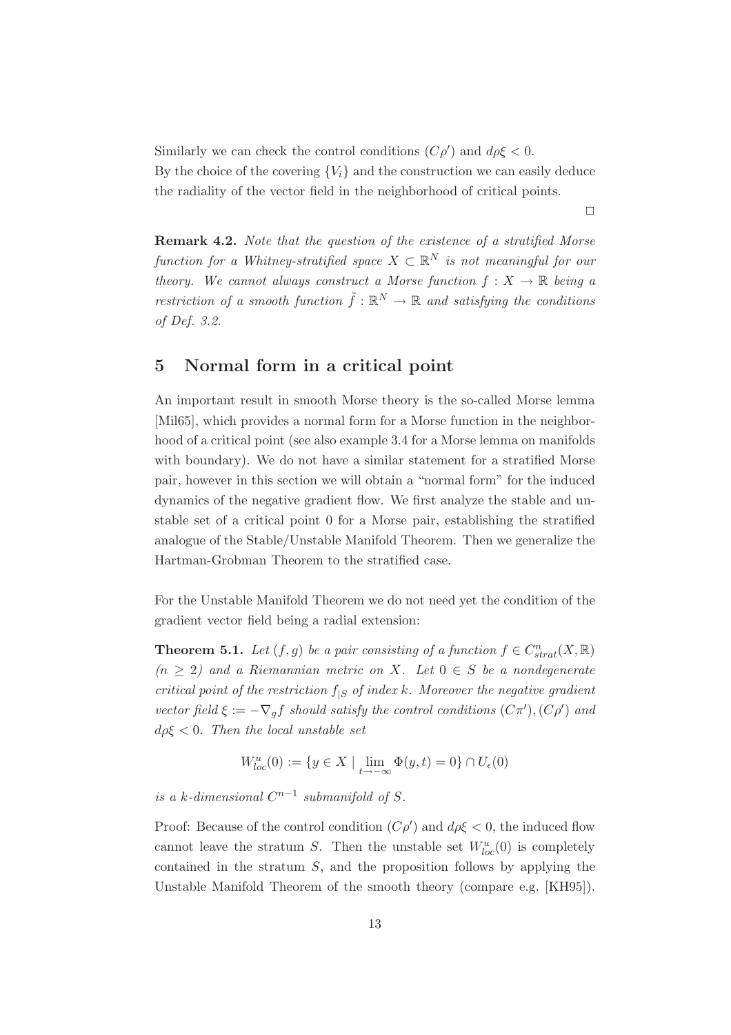Similarly we can check the control conditions $(C\rho')$ and $d\rho\xi < 0$.
By the choice of the covering $\{V_i\}$ and the construction we can easily deduce the radiality of the vector field in the neighborhood of critical points.

□

**Remark 4.2.** *Note that the question of the existence of a stratified Morse function for a Whitney-stratified space $X \subset \mathbb{R}^N$ is not meaningful for our theory. We cannot always construct a Morse function $f : X \to \mathbb{R}$ being a restriction of a smooth function $\tilde{f} : \mathbb{R}^N \to \mathbb{R}$ and satisfying the conditions of Def. 3.2.*

## 5 Normal form in a critical point

An important result in smooth Morse theory is the so-called Morse lemma [Mil65], which provides a normal form for a Morse function in the neighborhood of a critical point (see also example 3.4 for a Morse lemma on manifolds with boundary). We do not have a similar statement for a stratified Morse pair, however in this section we will obtain a "normal form" for the induced dynamics of the negative gradient flow. We first analyze the stable and unstable set of a critical point 0 for a Morse pair, establishing the stratified analogue of the Stable/Unstable Manifold Theorem. Then we generalize the Hartman-Grobman Theorem to the stratified case.

For the Unstable Manifold Theorem we do not need yet the condition of the gradient vector field being a radial extension:

**Theorem 5.1.** *Let $(f, g)$ be a pair consisting of a function $f \in C^n_{strat}(X, \mathbb{R})$ $(n \geq 2)$ and a Riemannian metric on $X$. Let $0 \in S$ be a nondegenerate critical point of the restriction $f_{|S}$ of index $k$. Moreover the negative gradient vector field $\xi := -\nabla_g f$ should satisfy the control conditions $(C\pi'), (C\rho')$ and $d\rho\xi < 0$. Then the local unstable set*

$$W^u_{loc}(0) := \{y \in X \mid \lim_{t \to -\infty} \Phi(y, t) = 0\} \cap U_\epsilon(0)$$

*is a $k$-dimensional $C^{n-1}$ submanifold of $S$.*

Proof: Because of the control condition $(C\rho')$ and $d\rho\xi < 0$, the induced flow cannot leave the stratum $S$. Then the unstable set $W^u_{loc}(0)$ is completely contained in the stratum $S$, and the proposition follows by applying the Unstable Manifold Theorem of the smooth theory (compare e.g. [KH95]).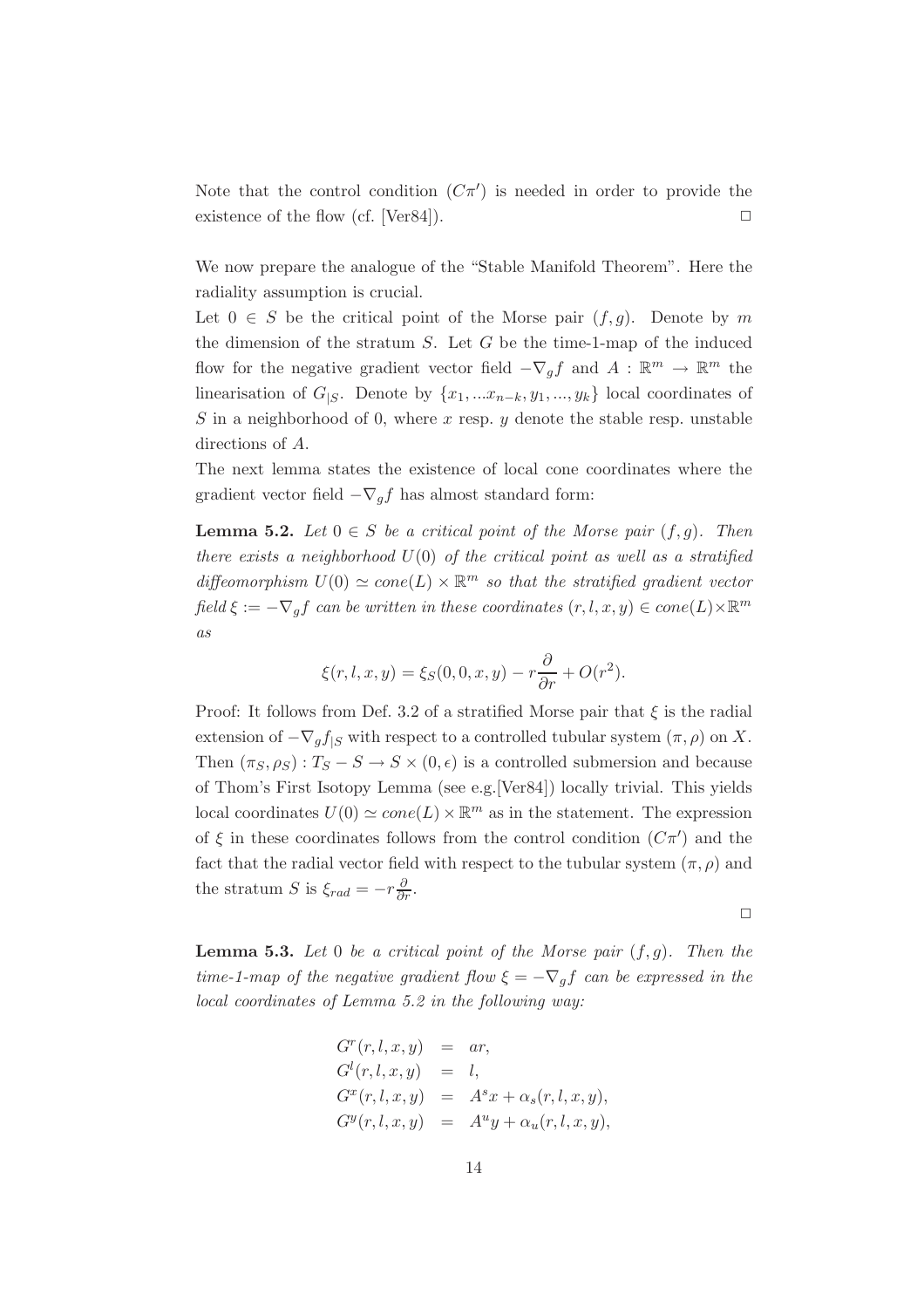Note that the control condition $(C\pi')$ is needed in order to provide the existence of the flow (cf. [Ver84]). $\square$

We now prepare the analogue of the "Stable Manifold Theorem". Here the radiality assumption is crucial.

Let $0 \in S$ be the critical point of the Morse pair $(f, g)$. Denote by $m$ the dimension of the stratum $S$. Let $G$ be the time-1-map of the induced flow for the negative gradient vector field $-\nabla_g f$ and $A : \mathbb{R}^m \to \mathbb{R}^m$ the linearisation of $G_{|S}$. Denote by $\{x_1, ...x_{n-k}, y_1, ..., y_k\}$ local coordinates of $S$ in a neighborhood of 0, where $x$ resp. $y$ denote the stable resp. unstable directions of $A$.

The next lemma states the existence of local cone coordinates where the gradient vector field $-\nabla_g f$ has almost standard form:

**Lemma 5.2.** *Let $0 \in S$ be a critical point of the Morse pair $(f, g)$. Then there exists a neighborhood $U(0)$ of the critical point as well as a stratified diffeomorphism $U(0) \simeq cone(L) \times \mathbb{R}^m$ so that the stratified gradient vector field $\xi := -\nabla_g f$ can be written in these coordinates $(r, l, x, y) \in cone(L) \times \mathbb{R}^m$ as*

$$\xi(r, l, x, y) = \xi_S(0, 0, x, y) - r\frac{\partial}{\partial r} + O(r^2).$$

Proof: It follows from Def. 3.2 of a stratified Morse pair that $\xi$ is the radial extension of $-\nabla_g f_{|S}$ with respect to a controlled tubular system $(\pi, \rho)$ on $X$. Then $(\pi_S, \rho_S) : T_S - S \to S \times (0, \epsilon)$ is a controlled submersion and because of Thom's First Isotopy Lemma (see e.g.[Ver84]) locally trivial. This yields local coordinates $U(0) \simeq cone(L) \times \mathbb{R}^m$ as in the statement. The expression of $\xi$ in these coordinates follows from the control condition $(C\pi')$ and the fact that the radial vector field with respect to the tubular system $(\pi, \rho)$ and the stratum $S$ is $\xi_{rad} = -r\frac{\partial}{\partial r}$.

$\square$

**Lemma 5.3.** *Let 0 be a critical point of the Morse pair $(f, g)$. Then the time-1-map of the negative gradient flow $\xi = -\nabla_g f$ can be expressed in the local coordinates of Lemma 5.2 in the following way:*

$$\begin{aligned}
G^r(r, l, x, y) &= ar, \\
G^l(r, l, x, y) &= l, \\
G^x(r, l, x, y) &= A^s x + \alpha_s(r, l, x, y), \\
G^y(r, l, x, y) &= A^u y + \alpha_u(r, l, x, y),
\end{aligned}$$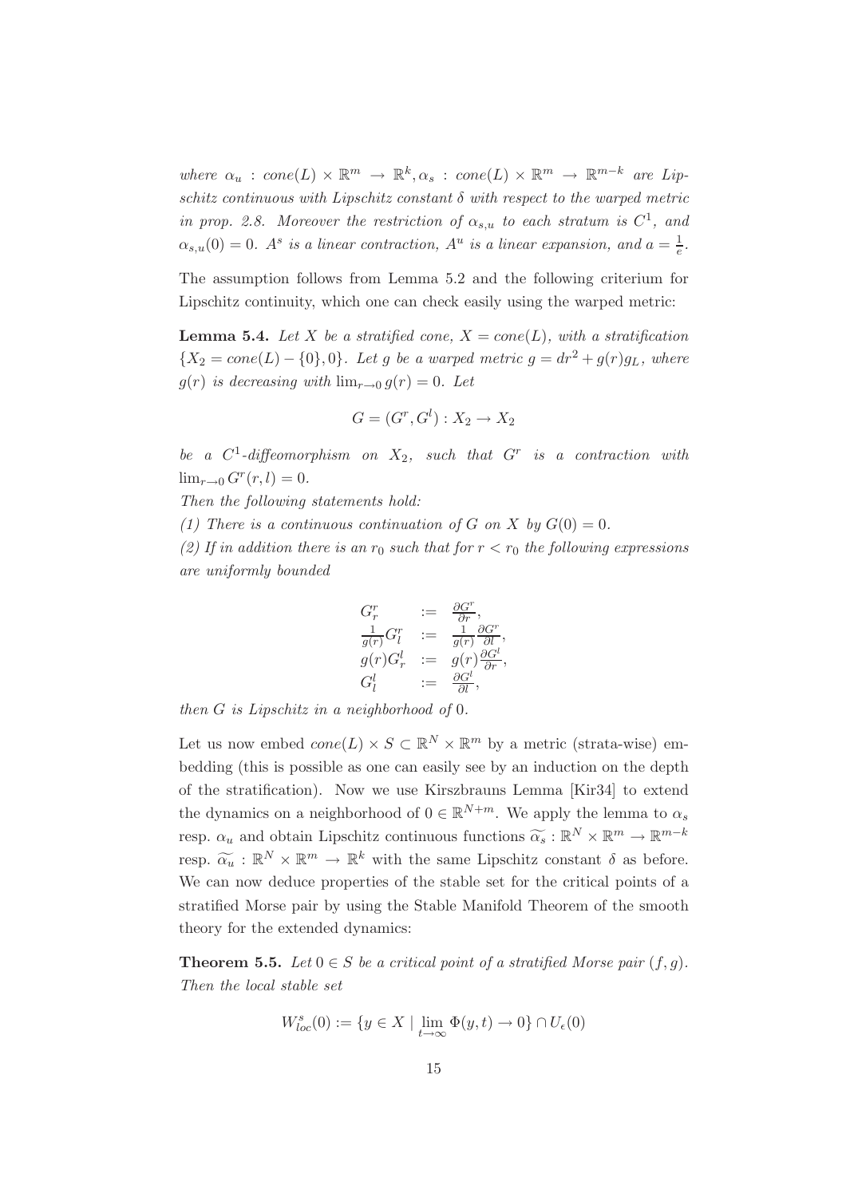*where* $\alpha_u : cone(L) \times \mathbb{R}^m \to \mathbb{R}^k, \alpha_s : cone(L) \times \mathbb{R}^m \to \mathbb{R}^{m-k}$ *are Lipschitz continuous with Lipschitz constant* $\delta$ *with respect to the warped metric in prop. 2.8. Moreover the restriction of* $\alpha_{s,u}$ *to each stratum is* $C^1$*, and* $\alpha_{s,u}(0) = 0$*.* $A^s$ *is a linear contraction,* $A^u$ *is a linear expansion, and* $a = \frac{1}{e}$*.*

The assumption follows from Lemma 5.2 and the following criterium for Lipschitz continuity, which one can check easily using the warped metric:

**Lemma 5.4.** *Let* $X$ *be a stratified cone,* $X = cone(L)$*, with a stratification* $\{X_2 = cone(L) - \{0\}, 0\}$*. Let* $g$ *be a warped metric* $g = dr^2 + g(r)g_L$*, where* $g(r)$ *is decreasing with* $\lim_{r\to 0} g(r) = 0$*. Let*

$$G = (G^r, G^l) : X_2 \to X_2$$

*be a* $C^1$*-diffeomorphism on* $X_2$*, such that* $G^r$ *is a contraction with* $\lim_{r\to 0} G^r(r, l) = 0$*.*

*Then the following statements hold:*

*(1) There is a continuous continuation of* $G$ *on* $X$ *by* $G(0) = 0$*.*

*(2) If in addition there is an* $r_0$ *such that for* $r < r_0$ *the following expressions are uniformly bounded*

$$\begin{array}{lcl} G^r_r & := & \frac{\partial G^r}{\partial r}, \\ \frac{1}{g(r)} G^r_l & := & \frac{1}{g(r)} \frac{\partial G^r}{\partial l}, \\ g(r) G^l_r & := & g(r) \frac{\partial G^l}{\partial r}, \\ G^l_l & := & \frac{\partial G^l}{\partial l}, \end{array}$$

*then* $G$ *is Lipschitz in a neighborhood of* $0$*.*

Let us now embed $cone(L) \times S \subset \mathbb{R}^N \times \mathbb{R}^m$ by a metric (strata-wise) embedding (this is possible as one can easily see by an induction on the depth of the stratification). Now we use Kirszbrauns Lemma [Kir34] to extend the dynamics on a neighborhood of $0 \in \mathbb{R}^{N+m}$. We apply the lemma to $\alpha_s$ resp. $\alpha_u$ and obtain Lipschitz continuous functions $\widetilde{\alpha_s} : \mathbb{R}^N \times \mathbb{R}^m \to \mathbb{R}^{m-k}$ resp. $\widetilde{\alpha_u} : \mathbb{R}^N \times \mathbb{R}^m \to \mathbb{R}^k$ with the same Lipschitz constant $\delta$ as before. We can now deduce properties of the stable set for the critical points of a stratified Morse pair by using the Stable Manifold Theorem of the smooth theory for the extended dynamics:

**Theorem 5.5.** *Let* $0 \in S$ *be a critical point of a stratified Morse pair* $(f, g)$*. Then the local stable set*

$$W^s_{loc}(0) := \{y \in X \mid \lim_{t\to\infty} \Phi(y, t) \to 0\} \cap U_\epsilon(0)$$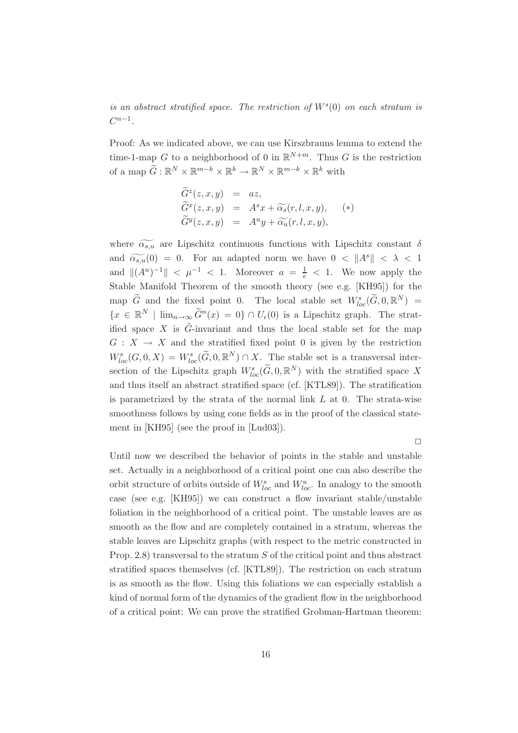*is an abstract stratified space. The restriction of $W^s(0)$ on each stratum is $C^{n-1}$.*

Proof: As we indicated above, we can use Kirszbrauns lemma to extend the time-1-map $G$ to a neighborhood of 0 in $\mathbb{R}^{N+m}$. Thus $G$ is the restriction of a map $\widetilde{G} : \mathbb{R}^N \times \mathbb{R}^{m-k} \times \mathbb{R}^k \to \mathbb{R}^N \times \mathbb{R}^{m-k} \times \mathbb{R}^k$ with

$$
\begin{aligned}
\widetilde{G}^z(z,x,y) &= az, \\
\widetilde{G}^x(z,x,y) &= A^s x + \widetilde{\alpha_s}(r,l,x,y), \qquad (*) \\
\widetilde{G}^y(z,x,y) &= A^u y + \widetilde{\alpha_u}(r,l,x,y),
\end{aligned}
$$

where $\widetilde{\alpha_{s,u}}$ are Lipschitz continuous functions with Lipschitz constant $\delta$ and $\widetilde{\alpha_{s,u}}(0) = 0$. For an adapted norm we have $0 < \|A^s\| < \lambda < 1$ and $\|(A^u)^{-1}\| < \mu^{-1} < 1$. Moreover $a = \frac{1}{e} < 1$. We now apply the Stable Manifold Theorem of the smooth theory (see e.g. [KH95]) for the map $\widetilde{G}$ and the fixed point 0. The local stable set $W^s_{loc}(\widetilde{G}, 0, \mathbb{R}^N) = \{x \in \mathbb{R}^N \mid \lim_{n\to\infty} \widetilde{G}^n(x) = 0\} \cap U_\epsilon(0)$ is a Lipschitz graph. The stratified space $X$ is $\tilde{G}$-invariant and thus the local stable set for the map $G : X \to X$ and the stratified fixed point 0 is given by the restriction $W^s_{loc}(G, 0, X) = W^s_{loc}(\widetilde{G}, 0, \mathbb{R}^N) \cap X$. The stable set is a transversal intersection of the Lipschitz graph $W^s_{loc}(\widetilde{G}, 0, \mathbb{R}^N)$ with the stratified space $X$ and thus itself an abstract stratified space (cf. [KTL89]). The stratification is parametrized by the strata of the normal link $L$ at 0. The strata-wise smoothness follows by using cone fields as in the proof of the classical statement in [KH95] (see the proof in [Lud03]).

□

Until now we described the behavior of points in the stable and unstable set. Actually in a neighborhood of a critical point one can also describe the orbit structure of orbits outside of $W^s_{loc}$ and $W^u_{loc}$. In analogy to the smooth case (see e.g. [KH95]) we can construct a flow invariant stable/unstable foliation in the neighborhood of a critical point. The unstable leaves are as smooth as the flow and are completely contained in a stratum, whereas the stable leaves are Lipschitz graphs (with respect to the metric constructed in Prop. 2.8) transversal to the stratum $S$ of the critical point and thus abstract stratified spaces themselves (cf. [KTL89]). The restriction on each stratum is as smooth as the flow. Using this foliations we can especially establish a kind of normal form of the dynamics of the gradient flow in the neighborhood of a critical point: We can prove the stratified Grobman-Hartman theorem: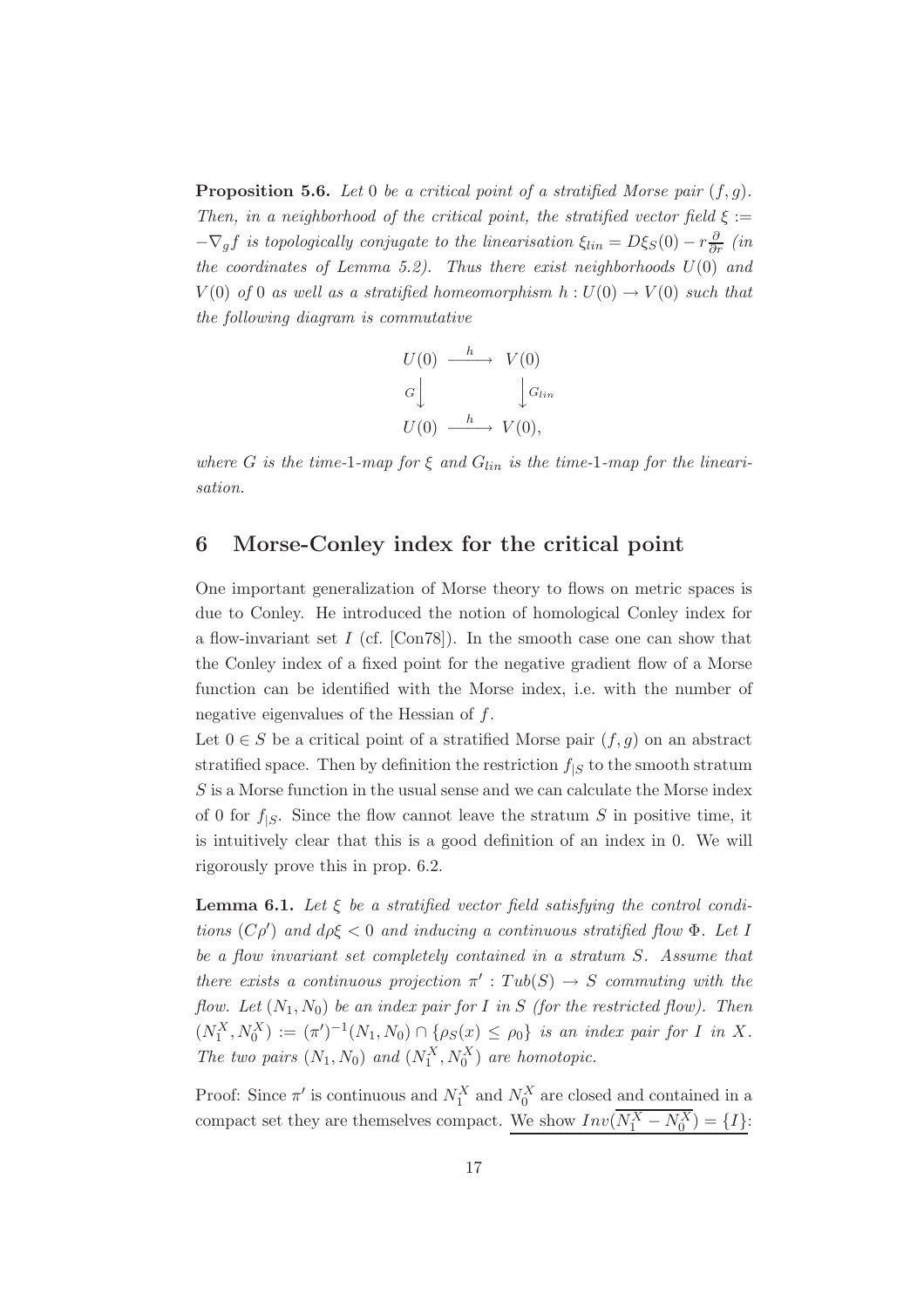**Proposition 5.6.** *Let* 0 *be a critical point of a stratified Morse pair* $(f, g)$*. Then, in a neighborhood of the critical point, the stratified vector field* $\xi := -\nabla_g f$ *is topologically conjugate to the linearisation* $\xi_{lin} = D\xi_S(0) - r\frac{\partial}{\partial r}$ *(in the coordinates of Lemma 5.2). Thus there exist neighborhoods* $U(0)$ *and* $V(0)$ *of* 0 *as well as a stratified homeomorphism* $h : U(0) \to V(0)$ *such that the following diagram is commutative*

$$
\begin{array}{ccc}
U(0) & \xrightarrow{h} & V(0) \\
{\scriptstyle G}\big\downarrow & & \big\downarrow{\scriptstyle G_{lin}} \\
U(0) & \xrightarrow{h} & V(0),
\end{array}
$$

*where* $G$ *is the time-*1*-map for* $\xi$ *and* $G_{lin}$ *is the time-*1*-map for the linearisation.*

## 6 Morse-Conley index for the critical point

One important generalization of Morse theory to flows on metric spaces is due to Conley. He introduced the notion of homological Conley index for a flow-invariant set $I$ (cf. [Con78]). In the smooth case one can show that the Conley index of a fixed point for the negative gradient flow of a Morse function can be identified with the Morse index, i.e. with the number of negative eigenvalues of the Hessian of $f$.

Let $0 \in S$ be a critical point of a stratified Morse pair $(f, g)$ on an abstract stratified space. Then by definition the restriction $f_{|S}$ to the smooth stratum $S$ is a Morse function in the usual sense and we can calculate the Morse index of 0 for $f_{|S}$. Since the flow cannot leave the stratum $S$ in positive time, it is intuitively clear that this is a good definition of an index in 0. We will rigorously prove this in prop. 6.2.

**Lemma 6.1.** *Let* $\xi$ *be a stratified vector field satisfying the control conditions* $(C\rho')$ *and* $d\rho\xi < 0$ *and inducing a continuous stratified flow* $\Phi$*. Let* $I$ *be a flow invariant set completely contained in a stratum* $S$*. Assume that there exists a continuous projection* $\pi' : Tub(S) \to S$ *commuting with the flow. Let* $(N_1, N_0)$ *be an index pair for* $I$ *in* $S$ *(for the restricted flow). Then* $(N_1^X, N_0^X) := (\pi')^{-1}(N_1, N_0) \cap \{\rho_S(x) \leq \rho_0\}$ *is an index pair for* $I$ *in* $X$*. The two pairs* $(N_1, N_0)$ *and* $(N_1^X, N_0^X)$ *are homotopic.*

Proof: Since $\pi'$ is continuous and $N_1^X$ and $N_0^X$ are closed and contained in a compact set they are themselves compact. We show $Inv(\overline{N_1^X - N_0^X}) = \{I\}$: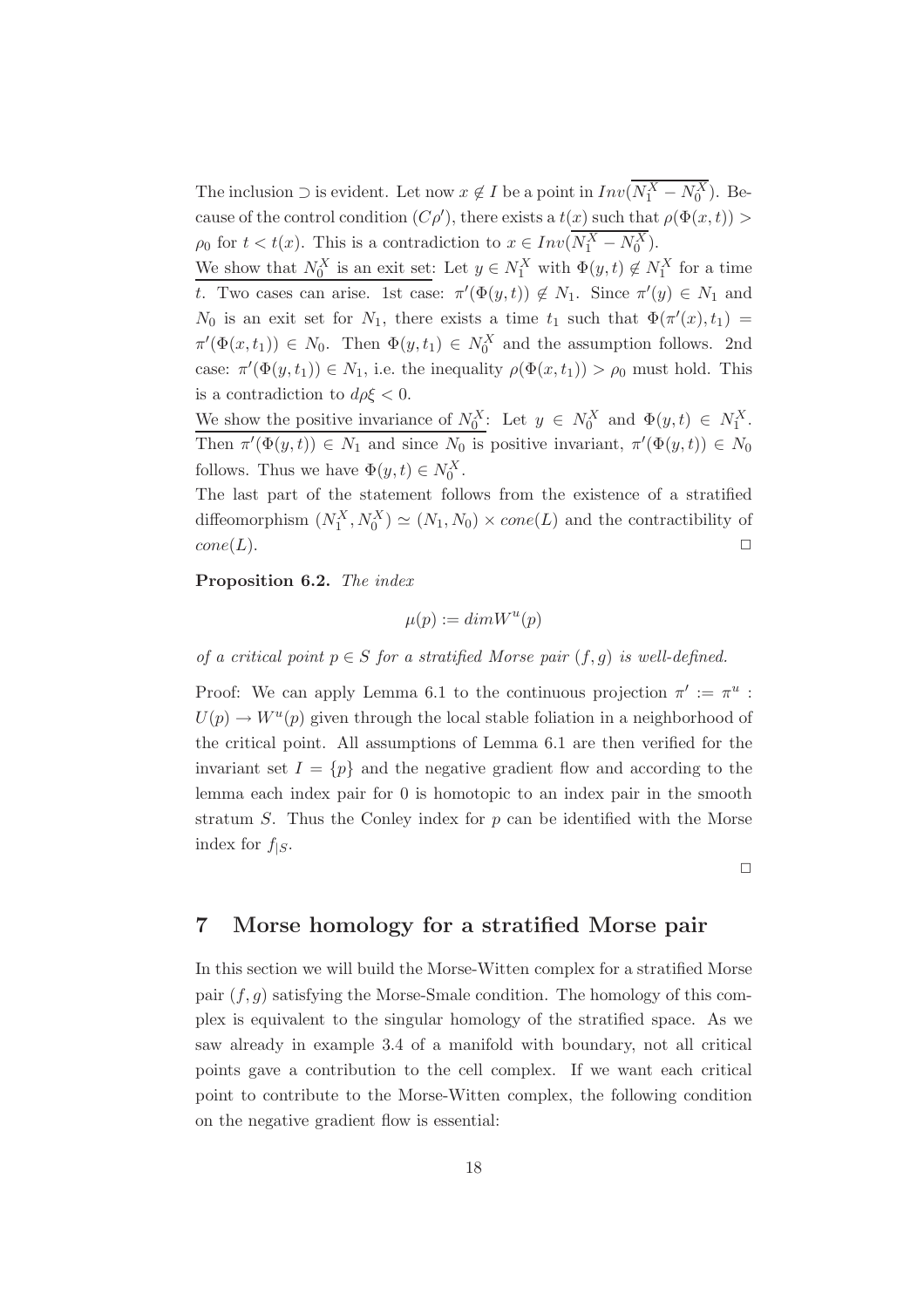The inclusion $\supset$ is evident. Let now $x \notin I$ be a point in $Inv(\overline{N_1^X - N_0^X})$. Because of the control condition $(C\rho')$, there exists a $t(x)$ such that $\rho(\Phi(x,t)) > \rho_0$ for $t < t(x)$. This is a contradiction to $x \in Inv(\overline{N_1^X - N_0^X})$.

We show that $N_0^X$ is an exit set: Let $y \in N_1^X$ with $\Phi(y,t) \notin N_1^X$ for a time $t$. Two cases can arise. 1st case: $\pi'(\Phi(y,t)) \notin N_1$. Since $\pi'(y) \in N_1$ and $N_0$ is an exit set for $N_1$, there exists a time $t_1$ such that $\Phi(\pi'(x), t_1) = \pi'(\Phi(x,t_1)) \in N_0$. Then $\Phi(y,t_1) \in N_0^X$ and the assumption follows. 2nd case: $\pi'(\Phi(y,t_1)) \in N_1$, i.e. the inequality $\rho(\Phi(x,t_1)) > \rho_0$ must hold. This is a contradiction to $d\rho\xi < 0$.

We show the positive invariance of $N_0^X$: Let $y \in N_0^X$ and $\Phi(y,t) \in N_1^X$. Then $\pi'(\Phi(y,t)) \in N_1$ and since $N_0$ is positive invariant, $\pi'(\Phi(y,t)) \in N_0$ follows. Thus we have $\Phi(y,t) \in N_0^X$.

The last part of the statement follows from the existence of a stratified diffeomorphism $(N_1^X, N_0^X) \simeq (N_1, N_0) \times cone(L)$ and the contractibility of $cone(L)$. $\square$

**Proposition 6.2.** *The index*

$$\mu(p) := dim W^u(p)$$

*of a critical point $p \in S$ for a stratified Morse pair $(f,g)$ is well-defined.*

Proof: We can apply Lemma 6.1 to the continuous projection $\pi' := \pi^u : U(p) \to W^u(p)$ given through the local stable foliation in a neighborhood of the critical point. All assumptions of Lemma 6.1 are then verified for the invariant set $I = \{p\}$ and the negative gradient flow and according to the lemma each index pair for 0 is homotopic to an index pair in the smooth stratum $S$. Thus the Conley index for $p$ can be identified with the Morse index for $f_{|S}$.

$\square$

## 7 Morse homology for a stratified Morse pair

In this section we will build the Morse-Witten complex for a stratified Morse pair $(f,g)$ satisfying the Morse-Smale condition. The homology of this complex is equivalent to the singular homology of the stratified space. As we saw already in example 3.4 of a manifold with boundary, not all critical points gave a contribution to the cell complex. If we want each critical point to contribute to the Morse-Witten complex, the following condition on the negative gradient flow is essential: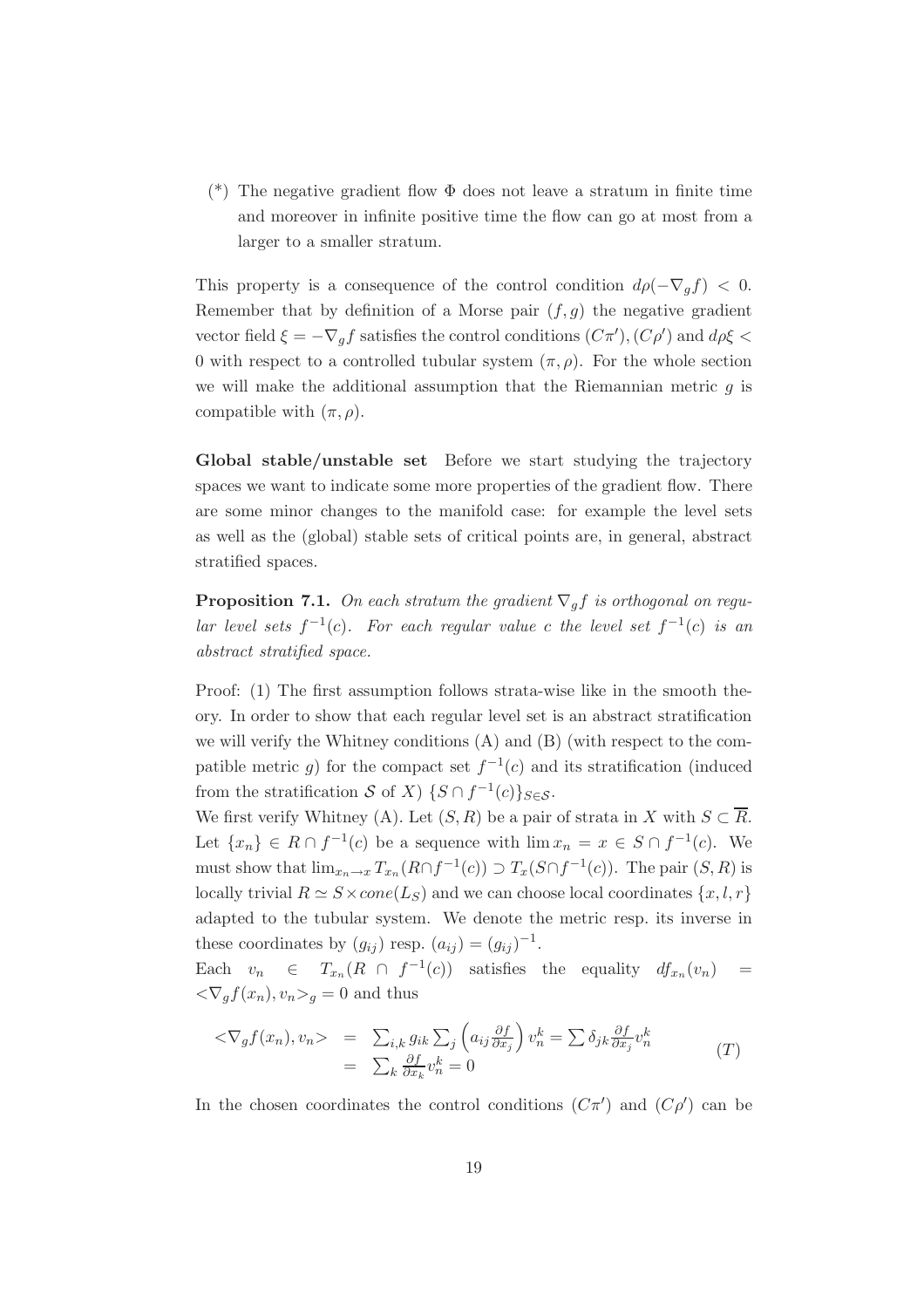(*) The negative gradient flow $\Phi$ does not leave a stratum in finite time and moreover in infinite positive time the flow can go at most from a larger to a smaller stratum.

This property is a consequence of the control condition $d\rho(-\nabla_g f) < 0$. Remember that by definition of a Morse pair $(f, g)$ the negative gradient vector field $\xi = -\nabla_g f$ satisfies the control conditions $(C\pi'), (C\rho')$ and $d\rho\xi < 0$ with respect to a controlled tubular system $(\pi, \rho)$. For the whole section we will make the additional assumption that the Riemannian metric $g$ is compatible with $(\pi, \rho)$.

**Global stable/unstable set** Before we start studying the trajectory spaces we want to indicate some more properties of the gradient flow. There are some minor changes to the manifold case: for example the level sets as well as the (global) stable sets of critical points are, in general, abstract stratified spaces.

**Proposition 7.1.** *On each stratum the gradient $\nabla_g f$ is orthogonal on regular level sets $f^{-1}(c)$. For each regular value $c$ the level set $f^{-1}(c)$ is an abstract stratified space.*

Proof: (1) The first assumption follows strata-wise like in the smooth theory. In order to show that each regular level set is an abstract stratification we will verify the Whitney conditions (A) and (B) (with respect to the compatible metric $g$) for the compact set $f^{-1}(c)$ and its stratification (induced from the stratification $\mathcal{S}$ of $X$) $\{S \cap f^{-1}(c)\}_{S \in \mathcal{S}}$.

We first verify Whitney (A). Let $(S, R)$ be a pair of strata in $X$ with $S \subset \overline{R}$. Let $\{x_n\} \in R \cap f^{-1}(c)$ be a sequence with $\lim x_n = x \in S \cap f^{-1}(c)$. We must show that $\lim_{x_n \to x} T_{x_n}(R \cap f^{-1}(c)) \supset T_x(S \cap f^{-1}(c))$. The pair $(S, R)$ is locally trivial $R \simeq S \times cone(L_S)$ and we can choose local coordinates $\{x, l, r\}$ adapted to the tubular system. We denote the metric resp. its inverse in these coordinates by $(g_{ij})$ resp. $(a_{ij}) = (g_{ij})^{-1}$.

Each $v_n \in T_{x_n}(R \cap f^{-1}(c))$ satisfies the equality $df_{x_n}(v_n) = <\nabla_g f(x_n), v_n>_g = 0$ and thus

$$
\begin{aligned}
<\nabla_g f(x_n), v_n> &= \sum_{i,k} g_{ik} \sum_j \left( a_{ij} \frac{\partial f}{\partial x_j} \right) v_n^k = \sum \delta_{jk} \frac{\partial f}{\partial x_j} v_n^k \\
&= \sum_k \frac{\partial f}{\partial x_k} v_n^k = 0
\end{aligned}
\qquad (T)
$$

In the chosen coordinates the control conditions $(C\pi')$ and $(C\rho')$ can be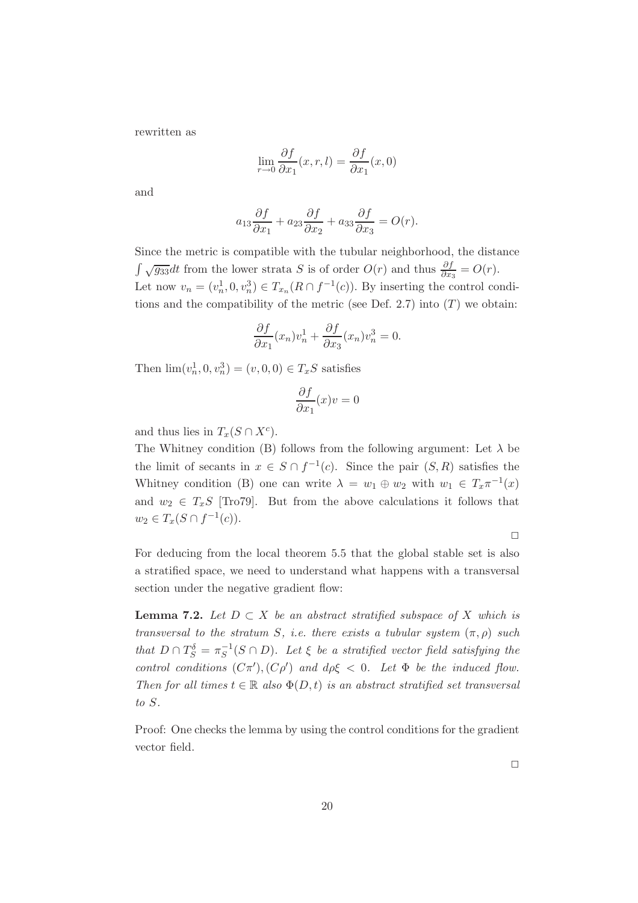rewritten as

$$\lim_{r \to 0} \frac{\partial f}{\partial x_1}(x, r, l) = \frac{\partial f}{\partial x_1}(x, 0)$$

and

$$a_{13}\frac{\partial f}{\partial x_1} + a_{23}\frac{\partial f}{\partial x_2} + a_{33}\frac{\partial f}{\partial x_3} = O(r).$$

Since the metric is compatible with the tubular neighborhood, the distance $\int \sqrt{g_{33}}dt$ from the lower strata $S$ is of order $O(r)$ and thus $\frac{\partial f}{\partial x_3} = O(r)$.
Let now $v_n = (v_n^1, 0, v_n^3) \in T_{x_n}(R \cap f^{-1}(c))$. By inserting the control conditions and the compatibility of the metric (see Def. 2.7) into $(T)$ we obtain:

$$\frac{\partial f}{\partial x_1}(x_n)v_n^1 + \frac{\partial f}{\partial x_3}(x_n)v_n^3 = 0.$$

Then $\lim(v_n^1, 0, v_n^3) = (v, 0, 0) \in T_x S$ satisfies

$$\frac{\partial f}{\partial x_1}(x)v = 0$$

and thus lies in $T_x(S \cap X^c)$.
The Whitney condition (B) follows from the following argument: Let $\lambda$ be the limit of secants in $x \in S \cap f^{-1}(c)$. Since the pair $(S, R)$ satisfies the Whitney condition (B) one can write $\lambda = w_1 \oplus w_2$ with $w_1 \in T_x\pi^{-1}(x)$ and $w_2 \in T_x S$ [Tro79]. But from the above calculations it follows that $w_2 \in T_x(S \cap f^{-1}(c))$.

□

For deducing from the local theorem 5.5 that the global stable set is also a stratified space, we need to understand what happens with a transversal section under the negative gradient flow:

**Lemma 7.2.** *Let $D \subset X$ be an abstract stratified subspace of $X$ which is transversal to the stratum $S$, i.e. there exists a tubular system $(\pi, \rho)$ such that $D \cap T_S^\delta = \pi_S^{-1}(S \cap D)$. Let $\xi$ be a stratified vector field satisfying the control conditions $(C\pi'), (C\rho')$ and $d\rho\xi < 0$. Let $\Phi$ be the induced flow. Then for all times $t \in \mathbb{R}$ also $\Phi(D, t)$ is an abstract stratified set transversal to $S$.*

Proof: One checks the lemma by using the control conditions for the gradient vector field.

□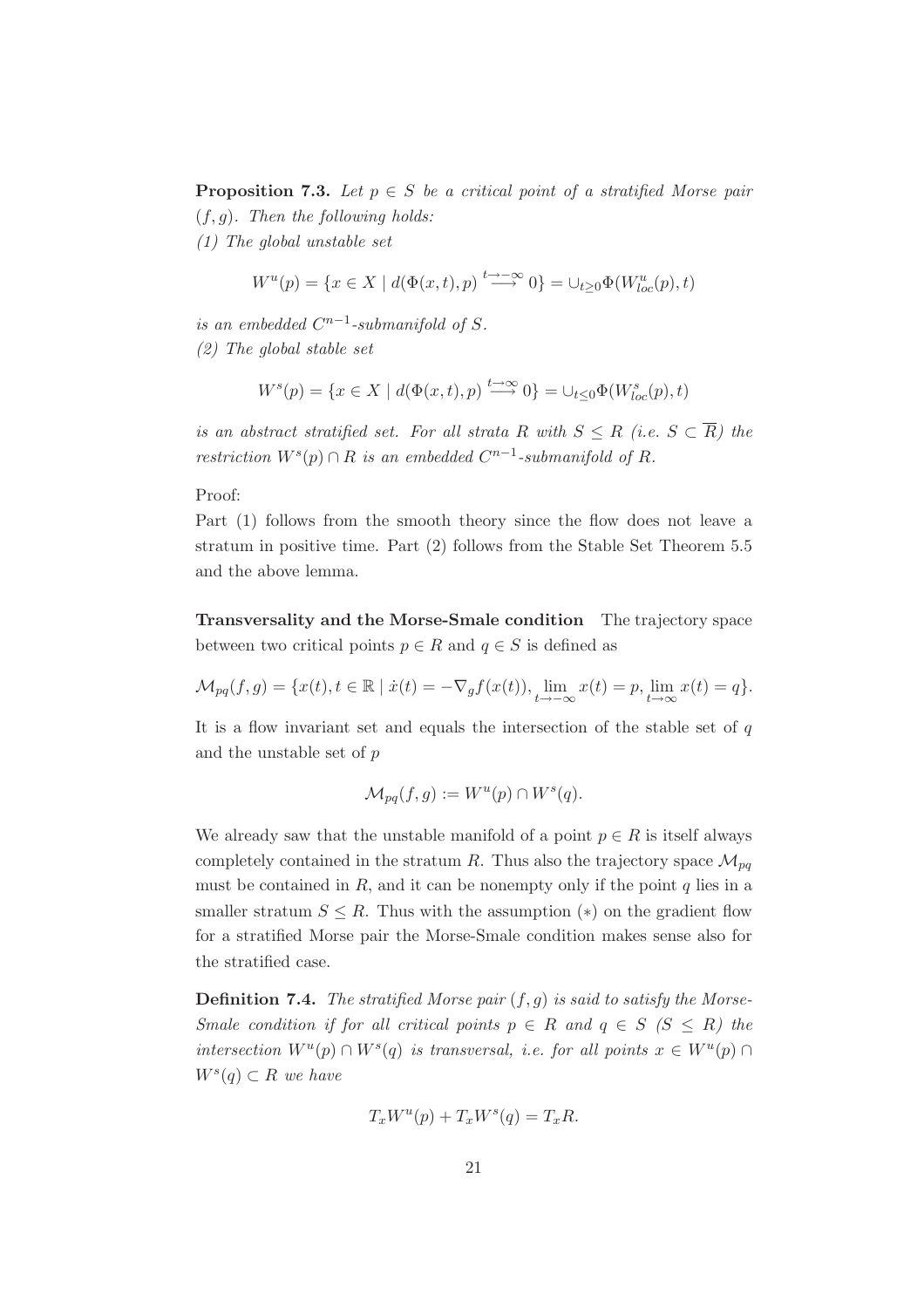**Proposition 7.3.** *Let $p \in S$ be a critical point of a stratified Morse pair $(f, g)$. Then the following holds:*
*(1) The global unstable set*

$$W^u(p) = \{x \in X \mid d(\Phi(x,t), p) \overset{t \to -\infty}{\longrightarrow} 0\} = \cup_{t \geq 0} \Phi(W^u_{loc}(p), t)$$

*is an embedded $C^{n-1}$-submanifold of $S$.*
*(2) The global stable set*

$$W^s(p) = \{x \in X \mid d(\Phi(x,t), p) \overset{t \to \infty}{\longrightarrow} 0\} = \cup_{t \leq 0} \Phi(W^s_{loc}(p), t)$$

*is an abstract stratified set. For all strata $R$ with $S \leq R$ (i.e. $S \subset \overline{R}$) the restriction $W^s(p) \cap R$ is an embedded $C^{n-1}$-submanifold of $R$.*

Proof:
Part (1) follows from the smooth theory since the flow does not leave a stratum in positive time. Part (2) follows from the Stable Set Theorem 5.5 and the above lemma.

**Transversality and the Morse-Smale condition** The trajectory space between two critical points $p \in R$ and $q \in S$ is defined as

$$\mathcal{M}_{pq}(f,g) = \{x(t), t \in \mathbb{R} \mid \dot{x}(t) = -\nabla_g f(x(t)), \lim_{t \to -\infty} x(t) = p, \lim_{t \to \infty} x(t) = q\}.$$

It is a flow invariant set and equals the intersection of the stable set of $q$ and the unstable set of $p$

$$\mathcal{M}_{pq}(f,g) := W^u(p) \cap W^s(q).$$

We already saw that the unstable manifold of a point $p \in R$ is itself always completely contained in the stratum $R$. Thus also the trajectory space $\mathcal{M}_{pq}$ must be contained in $R$, and it can be nonempty only if the point $q$ lies in a smaller stratum $S \leq R$. Thus with the assumption $(*)$ on the gradient flow for a stratified Morse pair the Morse-Smale condition makes sense also for the stratified case.

**Definition 7.4.** *The stratified Morse pair $(f, g)$ is said to satisfy the Morse-Smale condition if for all critical points $p \in R$ and $q \in S$ $(S \leq R)$ the intersection $W^u(p) \cap W^s(q)$ is transversal, i.e. for all points $x \in W^u(p) \cap W^s(q) \subset R$ we have*

$$T_x W^u(p) + T_x W^s(q) = T_x R.$$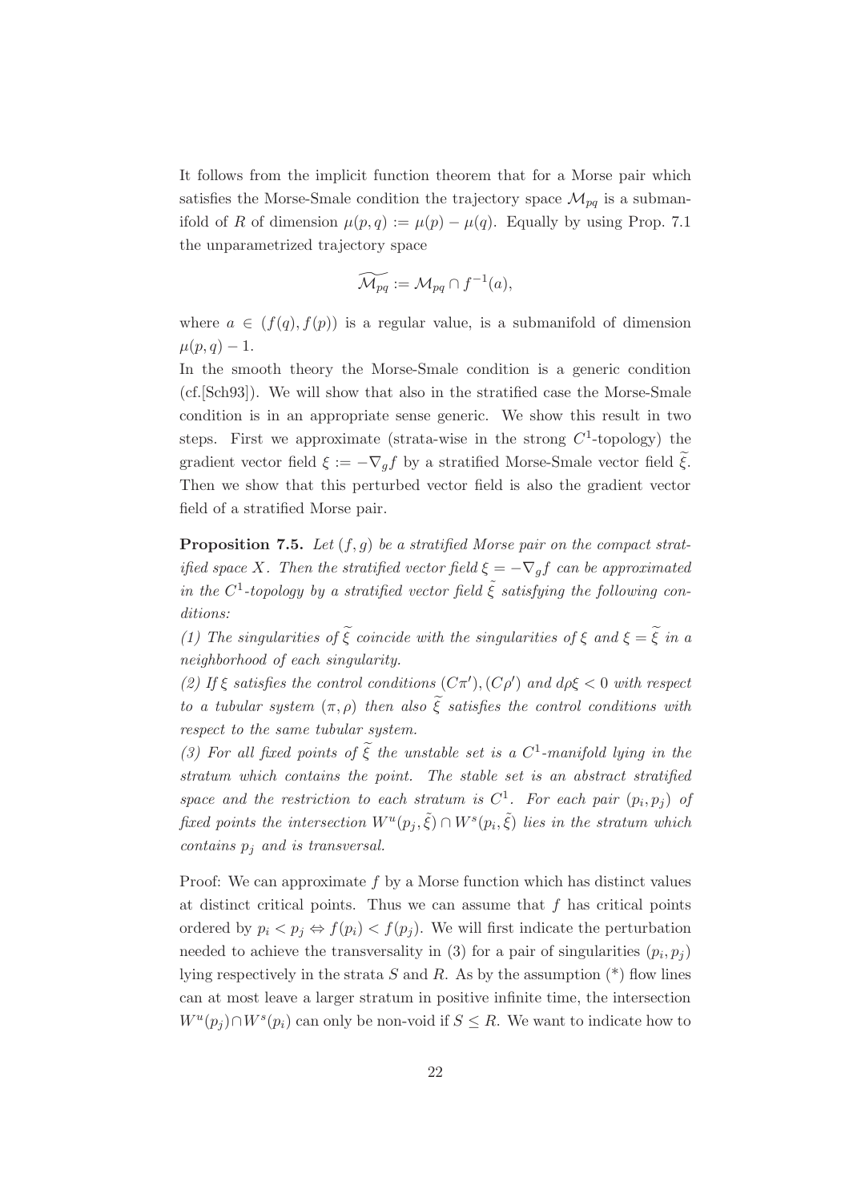It follows from the implicit function theorem that for a Morse pair which satisfies the Morse-Smale condition the trajectory space $\mathcal{M}_{pq}$ is a submanifold of $R$ of dimension $\mu(p,q) := \mu(p) - \mu(q)$. Equally by using Prop. 7.1 the unparametrized trajectory space

$$\widetilde{\mathcal{M}_{pq}} := \mathcal{M}_{pq} \cap f^{-1}(a),$$

where $a \in (f(q), f(p))$ is a regular value, is a submanifold of dimension $\mu(p,q) - 1$.

In the smooth theory the Morse-Smale condition is a generic condition (cf.[Sch93]). We will show that also in the stratified case the Morse-Smale condition is in an appropriate sense generic. We show this result in two steps. First we approximate (strata-wise in the strong $C^1$-topology) the gradient vector field $\xi := -\nabla_g f$ by a stratified Morse-Smale vector field $\widetilde{\xi}$. Then we show that this perturbed vector field is also the gradient vector field of a stratified Morse pair.

**Proposition 7.5.** *Let $(f,g)$ be a stratified Morse pair on the compact stratified space $X$. Then the stratified vector field $\xi = -\nabla_g f$ can be approximated in the $C^1$-topology by a stratified vector field $\tilde{\xi}$ satisfying the following conditions:*

*(1) The singularities of $\widetilde{\xi}$ coincide with the singularities of $\xi$ and $\xi = \widetilde{\xi}$ in a neighborhood of each singularity.*

*(2) If $\xi$ satisfies the control conditions $(C\pi'), (C\rho')$ and $d\rho\xi < 0$ with respect to a tubular system $(\pi, \rho)$ then also $\widetilde{\xi}$ satisfies the control conditions with respect to the same tubular system.*

*(3) For all fixed points of $\widetilde{\xi}$ the unstable set is a $C^1$-manifold lying in the stratum which contains the point. The stable set is an abstract stratified space and the restriction to each stratum is $C^1$. For each pair $(p_i, p_j)$ of fixed points the intersection $W^u(p_j, \tilde{\xi}) \cap W^s(p_i, \tilde{\xi})$ lies in the stratum which contains $p_j$ and is transversal.*

Proof: We can approximate $f$ by a Morse function which has distinct values at distinct critical points. Thus we can assume that $f$ has critical points ordered by $p_i < p_j \Leftrightarrow f(p_i) < f(p_j)$. We will first indicate the perturbation needed to achieve the transversality in (3) for a pair of singularities $(p_i, p_j)$ lying respectively in the strata $S$ and $R$. As by the assumption (*) flow lines can at most leave a larger stratum in positive infinite time, the intersection $W^u(p_j) \cap W^s(p_i)$ can only be non-void if $S \leq R$. We want to indicate how to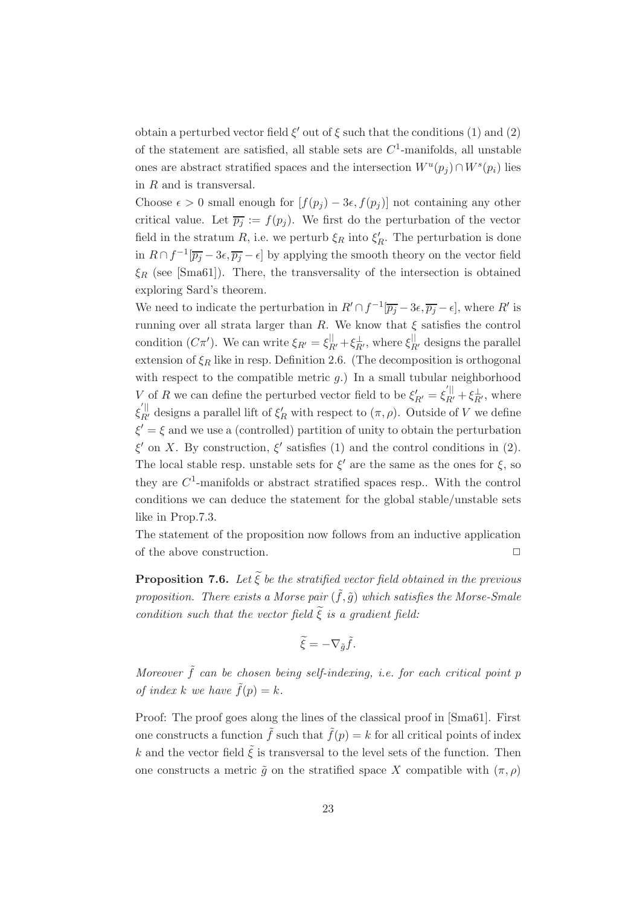obtain a perturbed vector field $\xi'$ out of $\xi$ such that the conditions (1) and (2) of the statement are satisfied, all stable sets are $C^1$-manifolds, all unstable ones are abstract stratified spaces and the intersection $W^u(p_j) \cap W^s(p_i)$ lies in $R$ and is transversal.

Choose $\epsilon > 0$ small enough for $[f(p_j) - 3\epsilon, f(p_j)]$ not containing any other critical value. Let $\overline{p_j} := f(p_j)$. We first do the perturbation of the vector field in the stratum $R$, i.e. we perturb $\xi_R$ into $\xi'_R$. The perturbation is done in $R \cap f^{-1}[\overline{p_j} - 3\epsilon, \overline{p_j} - \epsilon]$ by applying the smooth theory on the vector field $\xi_R$ (see [Sma61]). There, the transversality of the intersection is obtained exploring Sard's theorem.

We need to indicate the perturbation in $R' \cap f^{-1}[\overline{p_j} - 3\epsilon, \overline{p_j} - \epsilon]$, where $R'$ is running over all strata larger than $R$. We know that $\xi$ satisfies the control condition $(C\pi')$. We can write $\xi_{R'} = \xi^{||}_{R'} + \xi^{\perp}_{R'}$, where $\xi^{||}_{R'}$ designs the parallel extension of $\xi_R$ like in resp. Definition 2.6. (The decomposition is orthogonal with respect to the compatible metric $g$.) In a small tubular neighborhood $V$ of $R$ we can define the perturbed vector field to be $\xi'_{R'} = \xi'^{||}_{R'} + \xi^{\perp}_{R'}$, where $\xi'^{||}_{R'}$ designs a parallel lift of $\xi'_R$ with respect to $(\pi, \rho)$. Outside of $V$ we define $\xi' = \xi$ and we use a (controlled) partition of unity to obtain the perturbation $\xi'$ on $X$. By construction, $\xi'$ satisfies (1) and the control conditions in (2). The local stable resp. unstable sets for $\xi'$ are the same as the ones for $\xi$, so they are $C^1$-manifolds or abstract stratified spaces resp.. With the control conditions we can deduce the statement for the global stable/unstable sets like in Prop.7.3.

The statement of the proposition now follows from an inductive application of the above construction. $\square$

**Proposition 7.6.** *Let $\widetilde{\xi}$ be the stratified vector field obtained in the previous proposition. There exists a Morse pair $(\tilde{f}, \tilde{g})$ which satisfies the Morse-Smale condition such that the vector field $\widetilde{\xi}$ is a gradient field:*

$$\widetilde{\xi} = -\nabla_{\tilde{g}} \tilde{f}.$$

*Moreover $\tilde{f}$ can be chosen being self-indexing, i.e. for each critical point $p$ of index $k$ we have $\tilde{f}(p) = k$.*

Proof: The proof goes along the lines of the classical proof in [Sma61]. First one constructs a function $\tilde{f}$ such that $\tilde{f}(p) = k$ for all critical points of index $k$ and the vector field $\tilde{\xi}$ is transversal to the level sets of the function. Then one constructs a metric $\tilde{g}$ on the stratified space $X$ compatible with $(\pi, \rho)$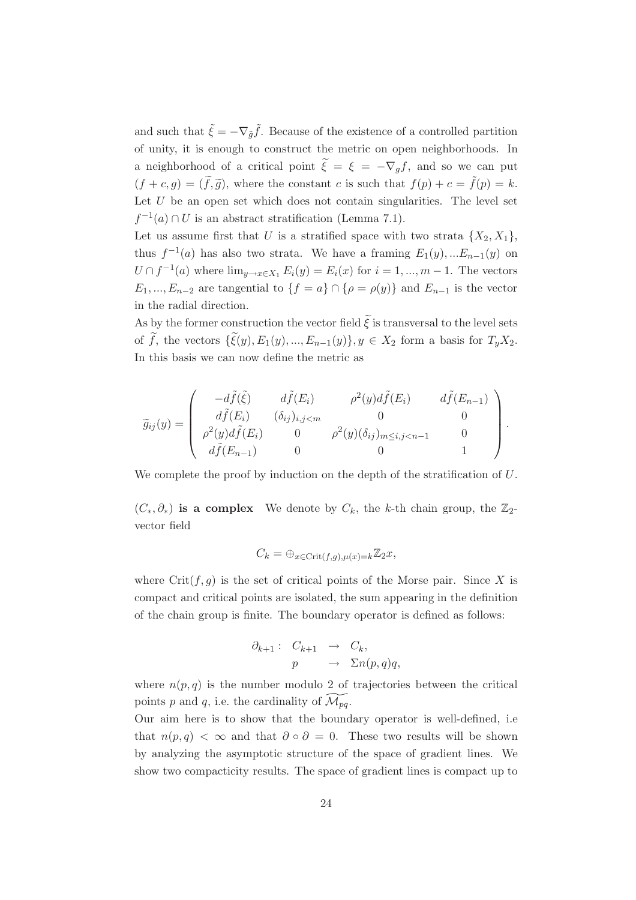and such that $\tilde{\xi} = -\nabla_{\tilde{g}} \tilde{f}$. Because of the existence of a controlled partition of unity, it is enough to construct the metric on open neighborhoods. In a neighborhood of a critical point $\widetilde{\xi} = \xi = -\nabla_g f$, and so we can put $(f + c, g) = (\widetilde{f}, \widetilde{g})$, where the constant $c$ is such that $f(p) + c = \tilde{f}(p) = k$. Let $U$ be an open set which does not contain singularities. The level set $f^{-1}(a) \cap U$ is an abstract stratification (Lemma 7.1).

Let us assume first that $U$ is a stratified space with two strata $\{X_2, X_1\}$, thus $f^{-1}(a)$ has also two strata. We have a framing $E_1(y), ...E_{n-1}(y)$ on $U \cap f^{-1}(a)$ where $\lim_{y \to x \in X_1} E_i(y) = E_i(x)$ for $i = 1, ..., m-1$. The vectors $E_1, ..., E_{n-2}$ are tangential to $\{f = a\} \cap \{\rho = \rho(y)\}$ and $E_{n-1}$ is the vector in the radial direction.

As by the former construction the vector field $\widetilde{\xi}$ is transversal to the level sets of $\widetilde{f}$, the vectors $\{\widetilde{\xi}(y), E_1(y), ..., E_{n-1}(y)\}, y \in X_2$ form a basis for $T_y X_2$. In this basis we can now define the metric as

$$\widetilde{g}_{ij}(y) = \begin{pmatrix} -d\tilde{f}(\tilde{\xi}) & d\tilde{f}(E_i) & \rho^2(y) d\tilde{f}(E_i) & d\tilde{f}(E_{n-1}) \\ d\tilde{f}(E_i) & (\delta_{ij})_{i,j<m} & 0 & 0 \\ \rho^2(y) d\tilde{f}(E_i) & 0 & \rho^2(y)(\delta_{ij})_{m \leq i,j < n-1} & 0 \\ d\tilde{f}(E_{n-1}) & 0 & 0 & 1 \end{pmatrix}.$$

We complete the proof by induction on the depth of the stratification of $U$.

**$(C_*, \partial_*)$ is a complex** We denote by $C_k$, the $k$-th chain group, the $\mathbb{Z}_2$-vector field

$$C_k = \oplus_{x \in \mathrm{Crit}(f,g), \mu(x) = k} \mathbb{Z}_2 x,$$

where $\mathrm{Crit}(f, g)$ is the set of critical points of the Morse pair. Since $X$ is compact and critical points are isolated, the sum appearing in the definition of the chain group is finite. The boundary operator is defined as follows:

$$\begin{array}{rccl} \partial_{k+1}: & C_{k+1} & \to & C_k, \\ & p & \to & \Sigma n(p,q) q, \end{array}$$

where $n(p, q)$ is the number modulo 2 of trajectories between the critical points $p$ and $q$, i.e. the cardinality of $\widetilde{\mathcal{M}_{pq}}$.

Our aim here is to show that the boundary operator is well-defined, i.e that $n(p, q) < \infty$ and that $\partial \circ \partial = 0$. These two results will be shown by analyzing the asymptotic structure of the space of gradient lines. We show two compacticity results. The space of gradient lines is compact up to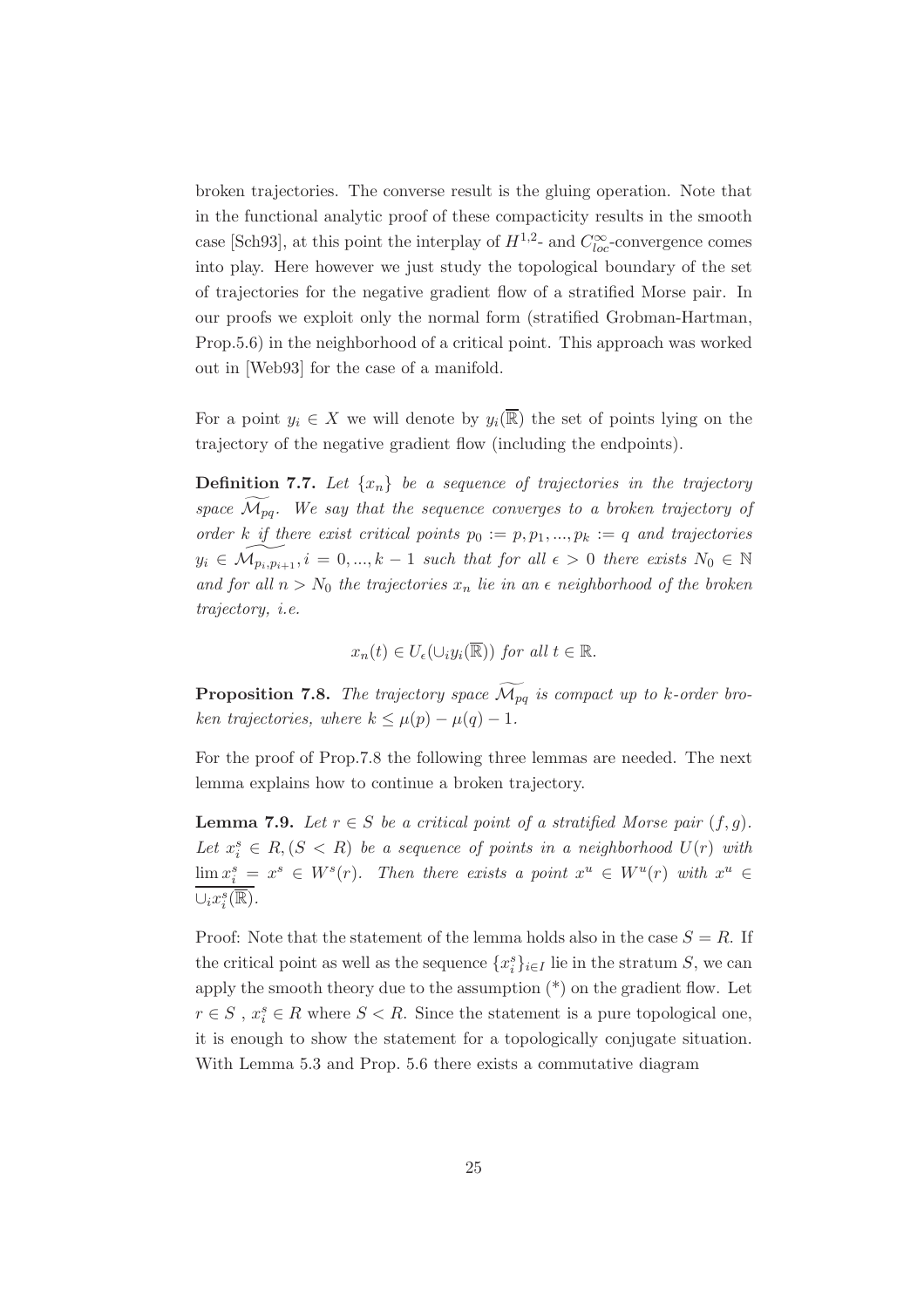broken trajectories. The converse result is the gluing operation. Note that in the functional analytic proof of these compacticity results in the smooth case [Sch93], at this point the interplay of $H^{1,2}$- and $C^{\infty}_{loc}$-convergence comes into play. Here however we just study the topological boundary of the set of trajectories for the negative gradient flow of a stratified Morse pair. In our proofs we exploit only the normal form (stratified Grobman-Hartman, Prop.5.6) in the neighborhood of a critical point. This approach was worked out in [Web93] for the case of a manifold.

For a point $y_i \in X$ we will denote by $y_i(\overline{\mathbb{R}})$ the set of points lying on the trajectory of the negative gradient flow (including the endpoints).

**Definition 7.7.** *Let $\{x_n\}$ be a sequence of trajectories in the trajectory space $\widetilde{\mathcal{M}_{pq}}$. We say that the sequence converges to a broken trajectory of order $k$ if there exist critical points $p_0 := p, p_1, ..., p_k := q$ and trajectories $y_i \in \widetilde{\mathcal{M}_{p_i,p_{i+1}}}, i = 0, ..., k-1$ such that for all $\epsilon > 0$ there exists $N_0 \in \mathbb{N}$ and for all $n > N_0$ the trajectories $x_n$ lie in an $\epsilon$ neighborhood of the broken trajectory, i.e.*

$$x_n(t) \in U_\epsilon(\cup_i y_i(\overline{\mathbb{R}})) \text{ for all } t \in \mathbb{R}.$$

**Proposition 7.8.** *The trajectory space $\widetilde{\mathcal{M}_{pq}}$ is compact up to $k$-order broken trajectories, where $k \leq \mu(p) - \mu(q) - 1$.*

For the proof of Prop.7.8 the following three lemmas are needed. The next lemma explains how to continue a broken trajectory.

**Lemma 7.9.** *Let $r \in S$ be a critical point of a stratified Morse pair $(f, g)$. Let $x_i^s \in R, (S < R)$ be a sequence of points in a neighborhood $U(r)$ with $\lim x_i^s = x^s \in W^s(r)$. Then there exists a point $x^u \in W^u(r)$ with $x^u \in \overline{\cup_i x_i^s(\overline{\mathbb{R}})}$.*

Proof: Note that the statement of the lemma holds also in the case $S = R$. If the critical point as well as the sequence $\{x_i^s\}_{i \in I}$ lie in the stratum $S$, we can apply the smooth theory due to the assumption (*) on the gradient flow. Let $r \in S$ , $x_i^s \in R$ where $S < R$. Since the statement is a pure topological one, it is enough to show the statement for a topologically conjugate situation. With Lemma 5.3 and Prop. 5.6 there exists a commutative diagram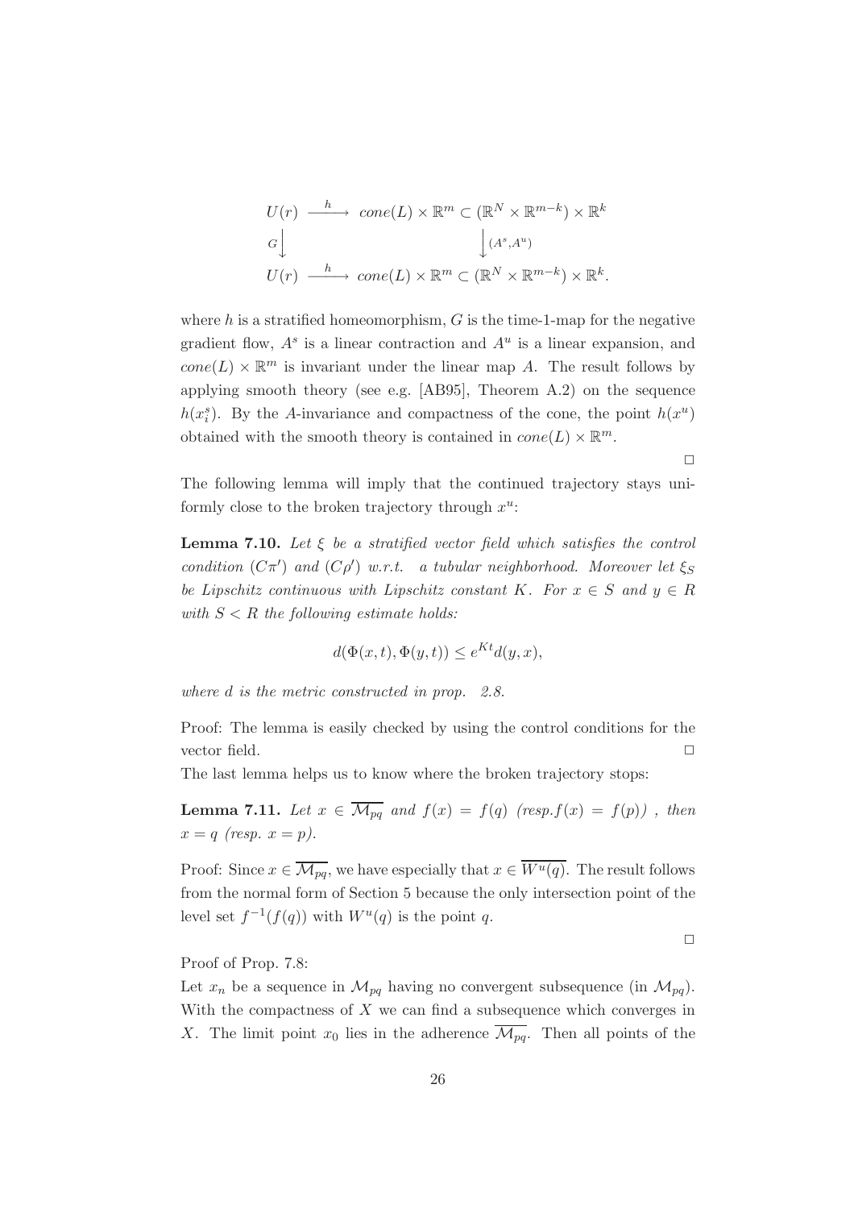$$
\begin{array}{ccc}
U(r) & \xrightarrow{\ h\ } & cone(L) \times \mathbb{R}^m \subset (\mathbb{R}^N \times \mathbb{R}^{m-k}) \times \mathbb{R}^k \\
{\scriptstyle G}\big\downarrow & & \big\downarrow{\scriptstyle (A^s, A^u)} \\
U(r) & \xrightarrow{\ h\ } & cone(L) \times \mathbb{R}^m \subset (\mathbb{R}^N \times \mathbb{R}^{m-k}) \times \mathbb{R}^k.
\end{array}
$$

where $h$ is a stratified homeomorphism, $G$ is the time-1-map for the negative gradient flow, $A^s$ is a linear contraction and $A^u$ is a linear expansion, and $cone(L) \times \mathbb{R}^m$ is invariant under the linear map $A$. The result follows by applying smooth theory (see e.g. [AB95], Theorem A.2) on the sequence $h(x_i^s)$. By the $A$-invariance and compactness of the cone, the point $h(x^u)$ obtained with the smooth theory is contained in $cone(L) \times \mathbb{R}^m$.

□

The following lemma will imply that the continued trajectory stays uniformly close to the broken trajectory through $x^u$:

**Lemma 7.10.** *Let $\xi$ be a stratified vector field which satisfies the control condition $(C\pi')$ and $(C\rho')$ w.r.t. a tubular neighborhood. Moreover let $\xi_S$ be Lipschitz continuous with Lipschitz constant $K$. For $x \in S$ and $y \in R$ with $S < R$ the following estimate holds:*

$$
d(\Phi(x,t), \Phi(y,t)) \leq e^{Kt} d(y,x),
$$

*where $d$ is the metric constructed in prop. 2.8.*

Proof: The lemma is easily checked by using the control conditions for the vector field. □

The last lemma helps us to know where the broken trajectory stops:

**Lemma 7.11.** *Let $x \in \overline{\mathcal{M}_{pq}}$ and $f(x) = f(q)$ (resp.$f(x) = f(p)$) , then $x = q$ (resp. $x = p$).*

Proof: Since $x \in \overline{\mathcal{M}_{pq}}$, we have especially that $x \in \overline{W^u(q)}$. The result follows from the normal form of Section 5 because the only intersection point of the level set $f^{-1}(f(q))$ with $W^u(q)$ is the point $q$.

□

Proof of Prop. 7.8:

Let $x_n$ be a sequence in $\mathcal{M}_{pq}$ having no convergent subsequence (in $\mathcal{M}_{pq}$). With the compactness of $X$ we can find a subsequence which converges in $X$. The limit point $x_0$ lies in the adherence $\overline{\mathcal{M}_{pq}}$. Then all points of the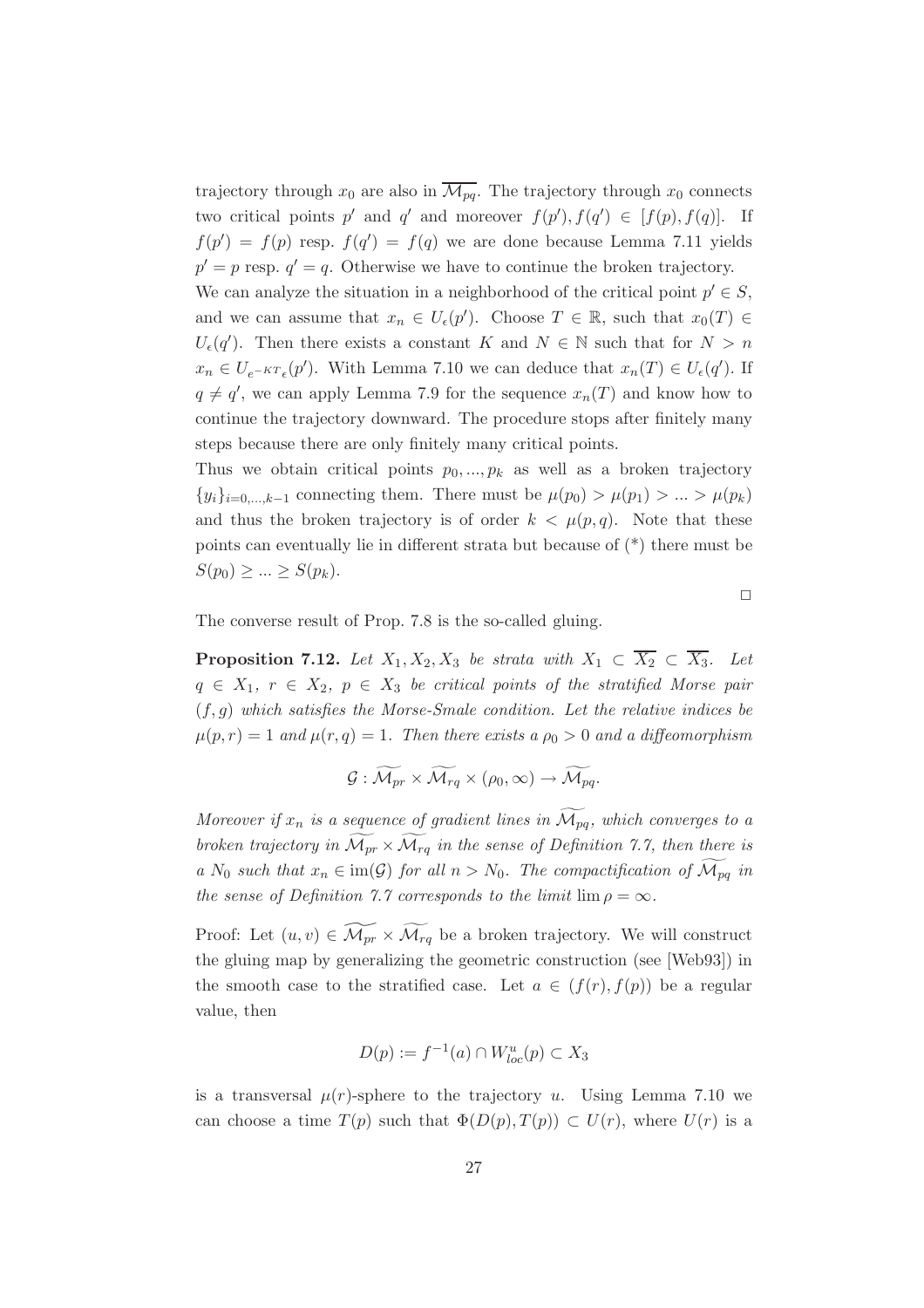trajectory through $x_0$ are also in $\overline{\mathcal{M}_{pq}}$. The trajectory through $x_0$ connects two critical points $p'$ and $q'$ and moreover $f(p'), f(q') \in [f(p), f(q)]$. If $f(p') = f(p)$ resp. $f(q') = f(q)$ we are done because Lemma 7.11 yields $p' = p$ resp. $q' = q$. Otherwise we have to continue the broken trajectory.
We can analyze the situation in a neighborhood of the critical point $p' \in S$, and we can assume that $x_n \in U_\epsilon(p')$. Choose $T \in \mathbb{R}$, such that $x_0(T) \in U_\epsilon(q')$. Then there exists a constant $K$ and $N \in \mathbb{N}$ such that for $N > n$ $x_n \in U_{e^{-KT}\epsilon}(p')$. With Lemma 7.10 we can deduce that $x_n(T) \in U_\epsilon(q')$. If $q \neq q'$, we can apply Lemma 7.9 for the sequence $x_n(T)$ and know how to continue the trajectory downward. The procedure stops after finitely many steps because there are only finitely many critical points.
Thus we obtain critical points $p_0, ..., p_k$ as well as a broken trajectory $\{y_i\}_{i=0,...,k-1}$ connecting them. There must be $\mu(p_0) > \mu(p_1) > ... > \mu(p_k)$ and thus the broken trajectory is of order $k < \mu(p, q)$. Note that these points can eventually lie in different strata but because of (*) there must be $S(p_0) \geq ... \geq S(p_k)$.

□

The converse result of Prop. 7.8 is the so-called gluing.

**Proposition 7.12.** *Let $X_1, X_2, X_3$ be strata with $X_1 \subset \overline{X_2} \subset \overline{X_3}$. Let $q \in X_1$, $r \in X_2$, $p \in X_3$ be critical points of the stratified Morse pair $(f, g)$ which satisfies the Morse-Smale condition. Let the relative indices be $\mu(p, r) = 1$ and $\mu(r, q) = 1$. Then there exists a $\rho_0 > 0$ and a diffeomorphism*

$$\mathcal{G} : \widetilde{\mathcal{M}_{pr}} \times \widetilde{\mathcal{M}_{rq}} \times (\rho_0, \infty) \to \widetilde{\mathcal{M}_{pq}}.$$

*Moreover if $x_n$ is a sequence of gradient lines in $\widetilde{\mathcal{M}_{pq}}$, which converges to a broken trajectory in $\widetilde{\mathcal{M}_{pr}} \times \widetilde{\mathcal{M}_{rq}}$ in the sense of Definition 7.7, then there is a $N_0$ such that $x_n \in \mathrm{im}(\mathcal{G})$ for all $n > N_0$. The compactification of $\widetilde{\mathcal{M}_{pq}}$ in the sense of Definition 7.7 corresponds to the limit $\lim \rho = \infty$.*

Proof: Let $(u, v) \in \widetilde{\mathcal{M}_{pr}} \times \widetilde{\mathcal{M}_{rq}}$ be a broken trajectory. We will construct the gluing map by generalizing the geometric construction (see [Web93]) in the smooth case to the stratified case. Let $a \in (f(r), f(p))$ be a regular value, then

$$D(p) := f^{-1}(a) \cap W^u_{loc}(p) \subset X_3$$

is a transversal $\mu(r)$-sphere to the trajectory $u$. Using Lemma 7.10 we can choose a time $T(p)$ such that $\Phi(D(p), T(p)) \subset U(r)$, where $U(r)$ is a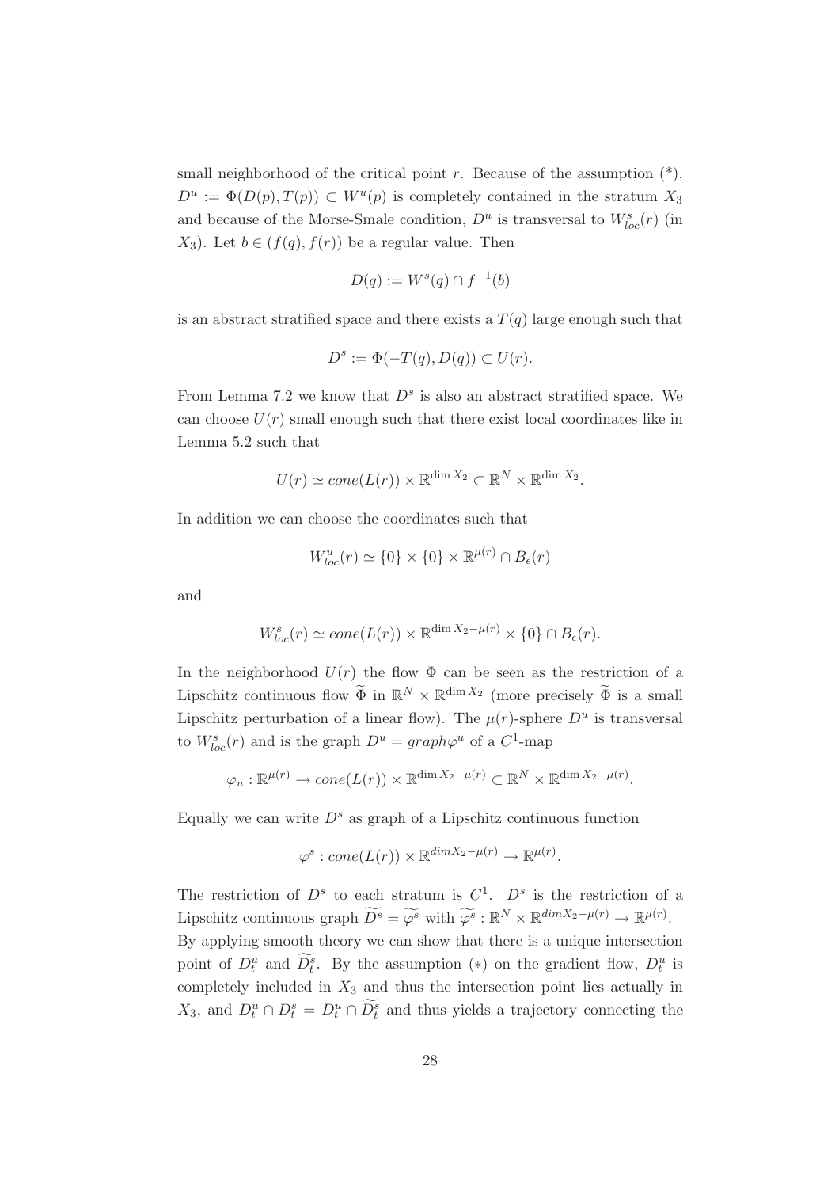small neighborhood of the critical point $r$. Because of the assumption (*), $D^u := \Phi(D(p), T(p)) \subset W^u(p)$ is completely contained in the stratum $X_3$ and because of the Morse-Smale condition, $D^u$ is transversal to $W^s_{loc}(r)$ (in $X_3$). Let $b \in (f(q), f(r))$ be a regular value. Then

$$D(q) := W^s(q) \cap f^{-1}(b)$$

is an abstract stratified space and there exists a $T(q)$ large enough such that

$$D^s := \Phi(-T(q), D(q)) \subset U(r).$$

From Lemma 7.2 we know that $D^s$ is also an abstract stratified space. We can choose $U(r)$ small enough such that there exist local coordinates like in Lemma 5.2 such that

$$U(r) \simeq cone(L(r)) \times \mathbb{R}^{\dim X_2} \subset \mathbb{R}^N \times \mathbb{R}^{\dim X_2}.$$

In addition we can choose the coordinates such that

$$W^u_{loc}(r) \simeq \{0\} \times \{0\} \times \mathbb{R}^{\mu(r)} \cap B_\epsilon(r)$$

and

$$W^s_{loc}(r) \simeq cone(L(r)) \times \mathbb{R}^{\dim X_2 - \mu(r)} \times \{0\} \cap B_\epsilon(r).$$

In the neighborhood $U(r)$ the flow $\Phi$ can be seen as the restriction of a Lipschitz continuous flow $\widetilde{\Phi}$ in $\mathbb{R}^N \times \mathbb{R}^{\dim X_2}$ (more precisely $\widetilde{\Phi}$ is a small Lipschitz perturbation of a linear flow). The $\mu(r)$-sphere $D^u$ is transversal to $W^s_{loc}(r)$ and is the graph $D^u = graph \varphi^u$ of a $C^1$-map

$$\varphi_u : \mathbb{R}^{\mu(r)} \to cone(L(r)) \times \mathbb{R}^{\dim X_2 - \mu(r)} \subset \mathbb{R}^N \times \mathbb{R}^{\dim X_2 - \mu(r)}.$$

Equally we can write $D^s$ as graph of a Lipschitz continuous function

$$\varphi^s : cone(L(r)) \times \mathbb{R}^{dim X_2 - \mu(r)} \to \mathbb{R}^{\mu(r)}.$$

The restriction of $D^s$ to each stratum is $C^1$. $D^s$ is the restriction of a Lipschitz continuous graph $\widetilde{D^s} = \widetilde{\varphi^s}$ with $\widetilde{\varphi^s} : \mathbb{R}^N \times \mathbb{R}^{dim X_2 - \mu(r)} \to \mathbb{R}^{\mu(r)}$. By applying smooth theory we can show that there is a unique intersection point of $D^u_t$ and $\widetilde{D^s_t}$. By the assumption $(*)$ on the gradient flow, $D^u_t$ is completely included in $X_3$ and thus the intersection point lies actually in $X_3$, and $D^u_t \cap D^s_t = D^u_t \cap \widetilde{D^s_t}$ and thus yields a trajectory connecting the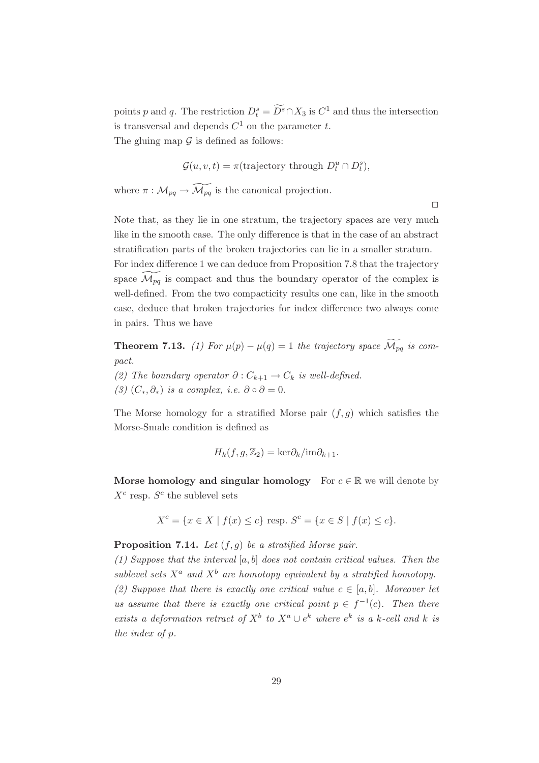points $p$ and $q$. The restriction $D^s_t = \widetilde{D^s} \cap X_3$ is $C^1$ and thus the intersection is transversal and depends $C^1$ on the parameter $t$.
The gluing map $\mathcal{G}$ is defined as follows:

$$\mathcal{G}(u, v, t) = \pi(\text{trajectory through } D^u_t \cap D^s_t),$$

where $\pi : \mathcal{M}_{pq} \to \widetilde{\mathcal{M}_{pq}}$ is the canonical projection.

□

Note that, as they lie in one stratum, the trajectory spaces are very much like in the smooth case. The only difference is that in the case of an abstract stratification parts of the broken trajectories can lie in a smaller stratum.
For index difference 1 we can deduce from Proposition 7.8 that the trajectory space $\widetilde{\mathcal{M}_{pq}}$ is compact and thus the boundary operator of the complex is well-defined. From the two compacticity results one can, like in the smooth case, deduce that broken trajectories for index difference two always come in pairs. Thus we have

**Theorem 7.13.** *(1) For $\mu(p) - \mu(q) = 1$ the trajectory space $\widetilde{\mathcal{M}_{pq}}$ is compact.*
*(2) The boundary operator $\partial : C_{k+1} \to C_k$ is well-defined.*
*(3) $(C_*, \partial_*)$ is a complex, i.e. $\partial \circ \partial = 0$.*

The Morse homology for a stratified Morse pair $(f, g)$ which satisfies the Morse-Smale condition is defined as

$$H_k(f, g, \mathbb{Z}_2) = \ker\partial_k / \mathrm{im}\partial_{k+1}.$$

**Morse homology and singular homology** For $c \in \mathbb{R}$ we will denote by $X^c$ resp. $S^c$ the sublevel sets

$$X^c = \{x \in X \mid f(x) \leq c\} \text{ resp. } S^c = \{x \in S \mid f(x) \leq c\}.$$

**Proposition 7.14.** *Let $(f, g)$ be a stratified Morse pair.*
*(1) Suppose that the interval $[a, b]$ does not contain critical values. Then the sublevel sets $X^a$ and $X^b$ are homotopy equivalent by a stratified homotopy.*
*(2) Suppose that there is exactly one critical value $c \in [a, b]$. Moreover let us assume that there is exactly one critical point $p \in f^{-1}(c)$. Then there exists a deformation retract of $X^b$ to $X^a \cup e^k$ where $e^k$ is a $k$-cell and $k$ is the index of $p$.*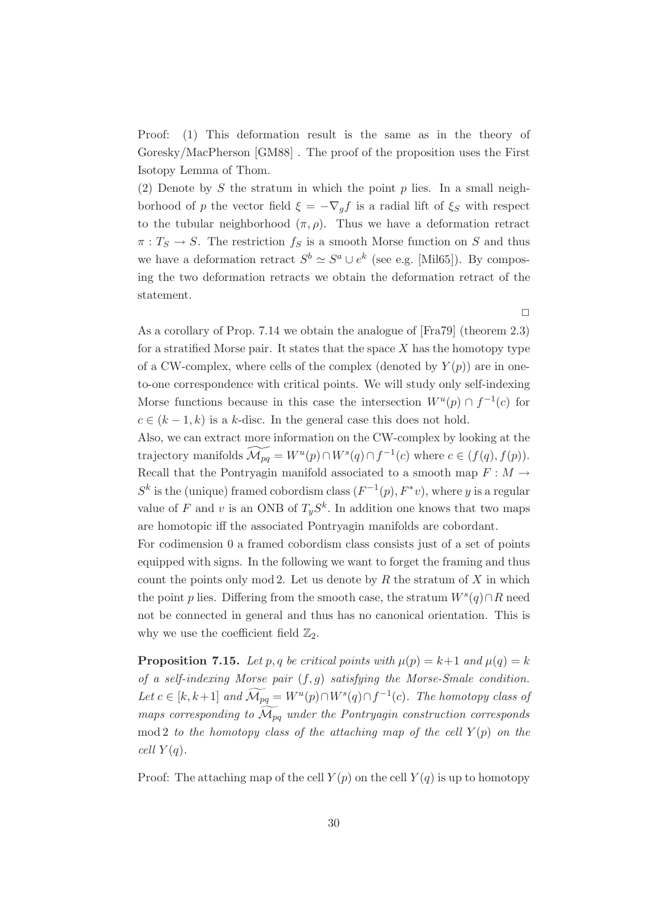Proof: (1) This deformation result is the same as in the theory of Goresky/MacPherson [GM88] . The proof of the proposition uses the First Isotopy Lemma of Thom.

(2) Denote by $S$ the stratum in which the point $p$ lies. In a small neighborhood of $p$ the vector field $\xi = -\nabla_g f$ is a radial lift of $\xi_S$ with respect to the tubular neighborhood $(\pi, \rho)$. Thus we have a deformation retract $\pi : T_S \to S$. The restriction $f_S$ is a smooth Morse function on $S$ and thus we have a deformation retract $S^b \simeq S^a \cup e^k$ (see e.g. [Mil65]). By composing the two deformation retracts we obtain the deformation retract of the statement.

□

As a corollary of Prop. 7.14 we obtain the analogue of [Fra79] (theorem 2.3) for a stratified Morse pair. It states that the space $X$ has the homotopy type of a CW-complex, where cells of the complex (denoted by $Y(p)$) are in one-to-one correspondence with critical points. We will study only self-indexing Morse functions because in this case the intersection $W^u(p) \cap f^{-1}(c)$ for $c \in (k-1, k)$ is a $k$-disc. In the general case this does not hold.

Also, we can extract more information on the CW-complex by looking at the trajectory manifolds $\widetilde{\mathcal{M}_{pq}} = W^u(p) \cap W^s(q) \cap f^{-1}(c)$ where $c \in (f(q), f(p))$. Recall that the Pontryagin manifold associated to a smooth map $F : M \to S^k$ is the (unique) framed cobordism class $(F^{-1}(p), F^* v)$, where $y$ is a regular value of $F$ and $v$ is an ONB of $T_y S^k$. In addition one knows that two maps are homotopic iff the associated Pontryagin manifolds are cobordant.

For codimension 0 a framed cobordism class consists just of a set of points equipped with signs. In the following we want to forget the framing and thus count the points only mod 2. Let us denote by $R$ the stratum of $X$ in which the point $p$ lies. Differing from the smooth case, the stratum $W^s(q) \cap R$ need not be connected in general and thus has no canonical orientation. This is why we use the coefficient field $\mathbb{Z}_2$.

**Proposition 7.15.** *Let $p, q$ be critical points with $\mu(p) = k+1$ and $\mu(q) = k$ of a self-indexing Morse pair $(f, g)$ satisfying the Morse-Smale condition. Let $c \in [k, k+1]$ and $\widetilde{\mathcal{M}_{pq}} = W^u(p) \cap W^s(q) \cap f^{-1}(c)$. The homotopy class of maps corresponding to $\widetilde{\mathcal{M}_{pq}}$ under the Pontryagin construction corresponds* mod 2 *to the homotopy class of the attaching map of the cell $Y(p)$ on the cell $Y(q)$.*

Proof: The attaching map of the cell $Y(p)$ on the cell $Y(q)$ is up to homotopy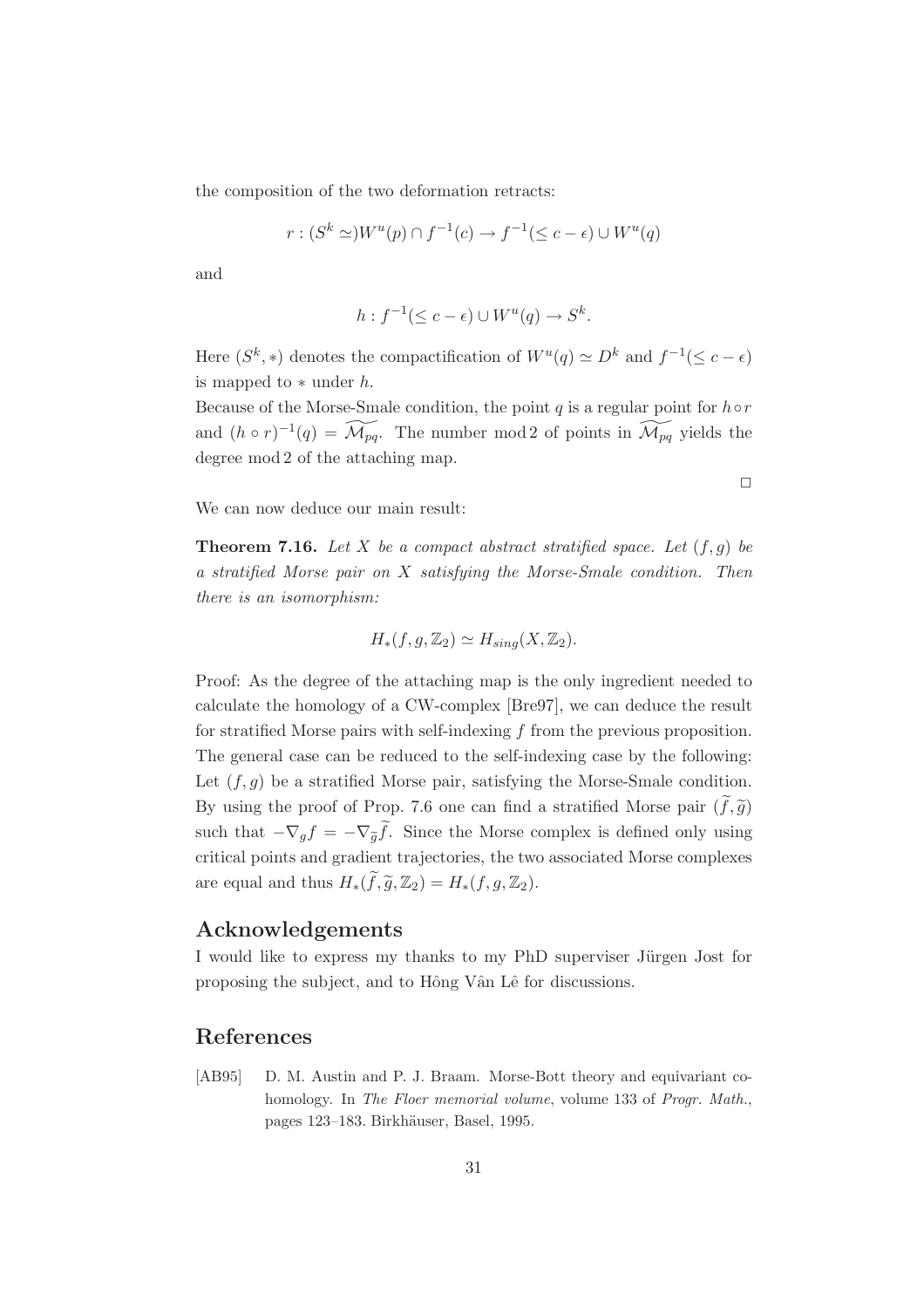the composition of the two deformation retracts:

$$r : (S^k \simeq) W^u(p) \cap f^{-1}(c) \to f^{-1}(\leq c - \epsilon) \cup W^u(q)$$

and

$$h : f^{-1}(\leq c - \epsilon) \cup W^u(q) \to S^k.$$

Here $(S^k, *)$ denotes the compactification of $W^u(q) \simeq D^k$ and $f^{-1}(\leq c - \epsilon)$ is mapped to $*$ under $h$.

Because of the Morse-Smale condition, the point $q$ is a regular point for $h \circ r$ and $(h \circ r)^{-1}(q) = \widetilde{\mathcal{M}_{pq}}$. The number mod 2 of points in $\widetilde{\mathcal{M}_{pq}}$ yields the degree mod 2 of the attaching map.

□

We can now deduce our main result:

**Theorem 7.16.** *Let $X$ be a compact abstract stratified space. Let $(f, g)$ be a stratified Morse pair on $X$ satisfying the Morse-Smale condition. Then there is an isomorphism:*

$$H_*(f, g, \mathbb{Z}_2) \simeq H_{sing}(X, \mathbb{Z}_2).$$

Proof: As the degree of the attaching map is the only ingredient needed to calculate the homology of a CW-complex [Bre97], we can deduce the result for stratified Morse pairs with self-indexing $f$ from the previous proposition. The general case can be reduced to the self-indexing case by the following: Let $(f, g)$ be a stratified Morse pair, satisfying the Morse-Smale condition. By using the proof of Prop. 7.6 one can find a stratified Morse pair $(\widetilde{f}, \widetilde{g})$ such that $-\nabla_g f = -\nabla_{\widetilde{g}} \widetilde{f}$. Since the Morse complex is defined only using critical points and gradient trajectories, the two associated Morse complexes are equal and thus $H_*(\widetilde{f}, \widetilde{g}, \mathbb{Z}_2) = H_*(f, g, \mathbb{Z}_2)$.

## Acknowledgements

I would like to express my thanks to my PhD superviser Jürgen Jost for proposing the subject, and to Hông Vân Lê for discussions.

## References

[AB95] D. M. Austin and P. J. Braam. Morse-Bott theory and equivariant cohomology. In *The Floer memorial volume*, volume 133 of *Progr. Math.*, pages 123–183. Birkhäuser, Basel, 1995.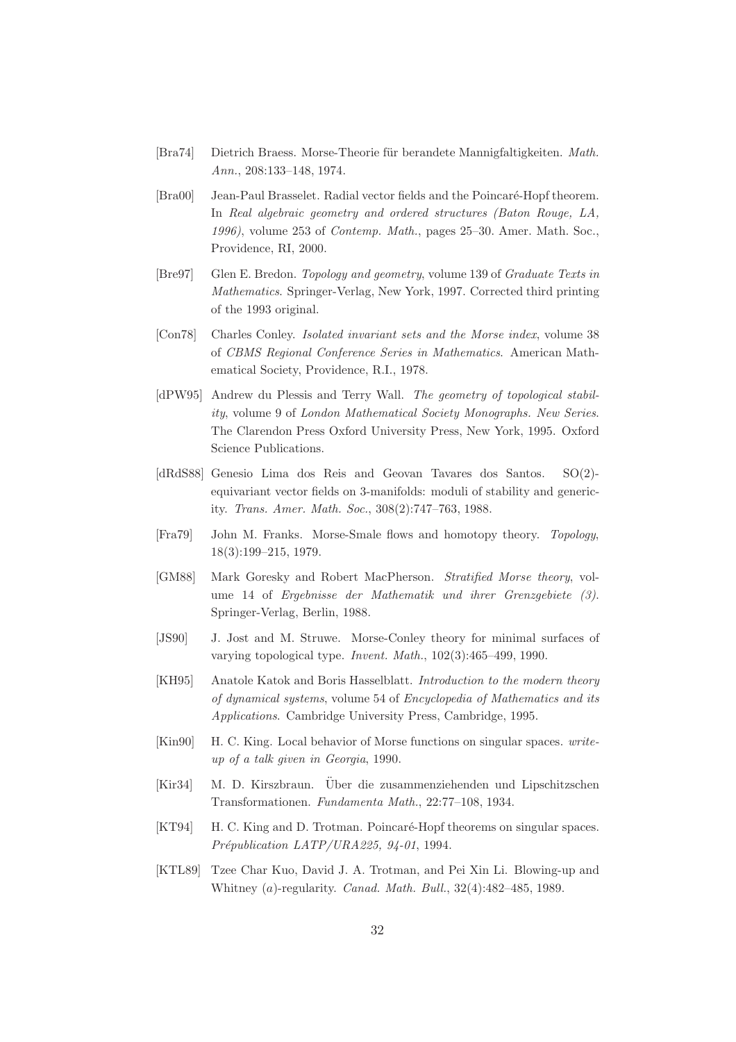[Bra74] Dietrich Braess. Morse-Theorie für berandete Mannigfaltigkeiten. *Math. Ann.*, 208:133–148, 1974.

[Bra00] Jean-Paul Brasselet. Radial vector fields and the Poincaré-Hopf theorem. In *Real algebraic geometry and ordered structures (Baton Rouge, LA, 1996)*, volume 253 of *Contemp. Math.*, pages 25–30. Amer. Math. Soc., Providence, RI, 2000.

[Bre97] Glen E. Bredon. *Topology and geometry*, volume 139 of *Graduate Texts in Mathematics*. Springer-Verlag, New York, 1997. Corrected third printing of the 1993 original.

[Con78] Charles Conley. *Isolated invariant sets and the Morse index*, volume 38 of *CBMS Regional Conference Series in Mathematics*. American Mathematical Society, Providence, R.I., 1978.

[dPW95] Andrew du Plessis and Terry Wall. *The geometry of topological stability*, volume 9 of *London Mathematical Society Monographs. New Series*. The Clarendon Press Oxford University Press, New York, 1995. Oxford Science Publications.

[dRdS88] Genesio Lima dos Reis and Geovan Tavares dos Santos. SO(2)-equivariant vector fields on 3-manifolds: moduli of stability and genericity. *Trans. Amer. Math. Soc.*, 308(2):747–763, 1988.

[Fra79] John M. Franks. Morse-Smale flows and homotopy theory. *Topology*, 18(3):199–215, 1979.

[GM88] Mark Goresky and Robert MacPherson. *Stratified Morse theory*, volume 14 of *Ergebnisse der Mathematik und ihrer Grenzgebiete (3)*. Springer-Verlag, Berlin, 1988.

[JS90] J. Jost and M. Struwe. Morse-Conley theory for minimal surfaces of varying topological type. *Invent. Math.*, 102(3):465–499, 1990.

[KH95] Anatole Katok and Boris Hasselblatt. *Introduction to the modern theory of dynamical systems*, volume 54 of *Encyclopedia of Mathematics and its Applications*. Cambridge University Press, Cambridge, 1995.

[Kin90] H. C. King. Local behavior of Morse functions on singular spaces. *write-up of a talk given in Georgia*, 1990.

[Kir34] M. D. Kirszbraun. Über die zusammenziehenden und Lipschitzschen Transformationen. *Fundamenta Math.*, 22:77–108, 1934.

[KT94] H. C. King and D. Trotman. Poincaré-Hopf theorems on singular spaces. *Prépublication LATP/URA225, 94-01*, 1994.

[KTL89] Tzee Char Kuo, David J. A. Trotman, and Pei Xin Li. Blowing-up and Whitney ($a$)-regularity. *Canad. Math. Bull.*, 32(4):482–485, 1989.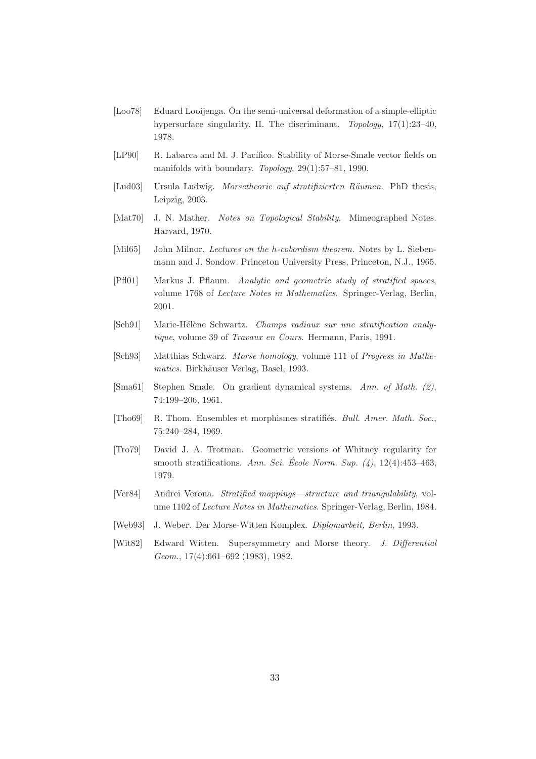[Loo78] Eduard Looijenga. On the semi-universal deformation of a simple-elliptic hypersurface singularity. II. The discriminant. *Topology*, 17(1):23–40, 1978.

[LP90] R. Labarca and M. J. Pacífico. Stability of Morse-Smale vector fields on manifolds with boundary. *Topology*, 29(1):57–81, 1990.

[Lud03] Ursula Ludwig. *Morsetheorie auf stratifizierten Räumen*. PhD thesis, Leipzig, 2003.

[Mat70] J. N. Mather. *Notes on Topological Stability*. Mimeographed Notes. Harvard, 1970.

[Mil65] John Milnor. *Lectures on the h-cobordism theorem*. Notes by L. Siebenmann and J. Sondow. Princeton University Press, Princeton, N.J., 1965.

[Pfl01] Markus J. Pflaum. *Analytic and geometric study of stratified spaces*, volume 1768 of *Lecture Notes in Mathematics*. Springer-Verlag, Berlin, 2001.

[Sch91] Marie-Hélène Schwartz. *Champs radiaux sur une stratification analytique*, volume 39 of *Travaux en Cours*. Hermann, Paris, 1991.

[Sch93] Matthias Schwarz. *Morse homology*, volume 111 of *Progress in Mathematics*. Birkhäuser Verlag, Basel, 1993.

[Sma61] Stephen Smale. On gradient dynamical systems. *Ann. of Math. (2)*, 74:199–206, 1961.

[Tho69] R. Thom. Ensembles et morphismes stratifiés. *Bull. Amer. Math. Soc.*, 75:240–284, 1969.

[Tro79] David J. A. Trotman. Geometric versions of Whitney regularity for smooth stratifications. *Ann. Sci. École Norm. Sup. (4)*, 12(4):453–463, 1979.

[Ver84] Andrei Verona. *Stratified mappings—structure and triangulability*, volume 1102 of *Lecture Notes in Mathematics*. Springer-Verlag, Berlin, 1984.

[Web93] J. Weber. Der Morse-Witten Komplex. *Diplomarbeit, Berlin*, 1993.

[Wit82] Edward Witten. Supersymmetry and Morse theory. *J. Differential Geom.*, 17(4):661–692 (1983), 1982.